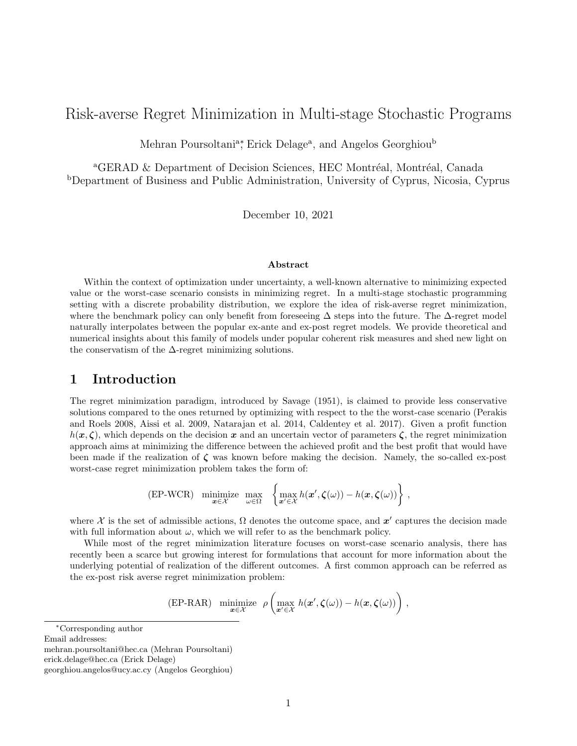# Risk-averse Regret Minimization in Multi-stage Stochastic Programs

Mehran Poursoltani[a,*], Erick Delage[a], and Angelos Georghiou[b]

[a]GERAD & Department of Decision Sciences, HEC Montréal, Montréal, Canada
[b]Department of Business and Public Administration, University of Cyprus, Nicosia, Cyprus

December 10, 2021

### Abstract

Within the context of optimization under uncertainty, a well-known alternative to minimizing expected value or the worst-case scenario consists in minimizing regret. In a multi-stage stochastic programming setting with a discrete probability distribution, we explore the idea of risk-averse regret minimization, where the benchmark policy can only benefit from foreseeing $\Delta$ steps into the future. The $\Delta$-regret model naturally interpolates between the popular ex-ante and ex-post regret models. We provide theoretical and numerical insights about this family of models under popular coherent risk measures and shed new light on the conservatism of the $\Delta$-regret minimizing solutions.

## 1 Introduction

The regret minimization paradigm, introduced by Savage (1951), is claimed to provide less conservative solutions compared to the ones returned by optimizing with respect to the the worst-case scenario (Perakis and Roels 2008, Aissi et al. 2009, Natarajan et al. 2014, Caldentey et al. 2017). Given a profit function $h(\boldsymbol{x}, \boldsymbol{\zeta})$, which depends on the decision $\boldsymbol{x}$ and an uncertain vector of parameters $\boldsymbol{\zeta}$, the regret minimization approach aims at minimizing the difference between the achieved profit and the best profit that would have been made if the realization of $\boldsymbol{\zeta}$ was known before making the decision. Namely, the so-called ex-post worst-case regret minimization problem takes the form of:

$$
\text{(EP-WCR)} \quad \underset{\boldsymbol{x} \in \mathcal{X}}{\text{minimize}} \ \max_{\omega \in \Omega} \ \left\{ \max_{\boldsymbol{x}' \in \mathcal{X}} h(\boldsymbol{x}', \boldsymbol{\zeta}(\omega)) - h(\boldsymbol{x}, \boldsymbol{\zeta}(\omega)) \right\},
$$

where $\mathcal{X}$ is the set of admissible actions, $\Omega$ denotes the outcome space, and $\boldsymbol{x}'$ captures the decision made with full information about $\omega$, which we will refer to as the benchmark policy.

While most of the regret minimization literature focuses on worst-case scenario analysis, there has recently been a scarce but growing interest for formulations that account for more information about the underlying potential of realization of the different outcomes. A first common approach can be referred as the ex-post risk averse regret minimization problem:

$$
\text{(EP-RAR)} \quad \underset{\boldsymbol{x} \in \mathcal{X}}{\text{minimize}} \ \rho \left( \max_{\boldsymbol{x}' \in \mathcal{X}} h(\boldsymbol{x}', \boldsymbol{\zeta}(\omega)) - h(\boldsymbol{x}, \boldsymbol{\zeta}(\omega)) \right),
$$

---

*Corresponding author
Email addresses:
mehran.poursoltani@hec.ca (Mehran Poursoltani)
erick.delage@hec.ca (Erick Delage)
georghiou.angelos@ucy.ac.cy (Angelos Georghiou)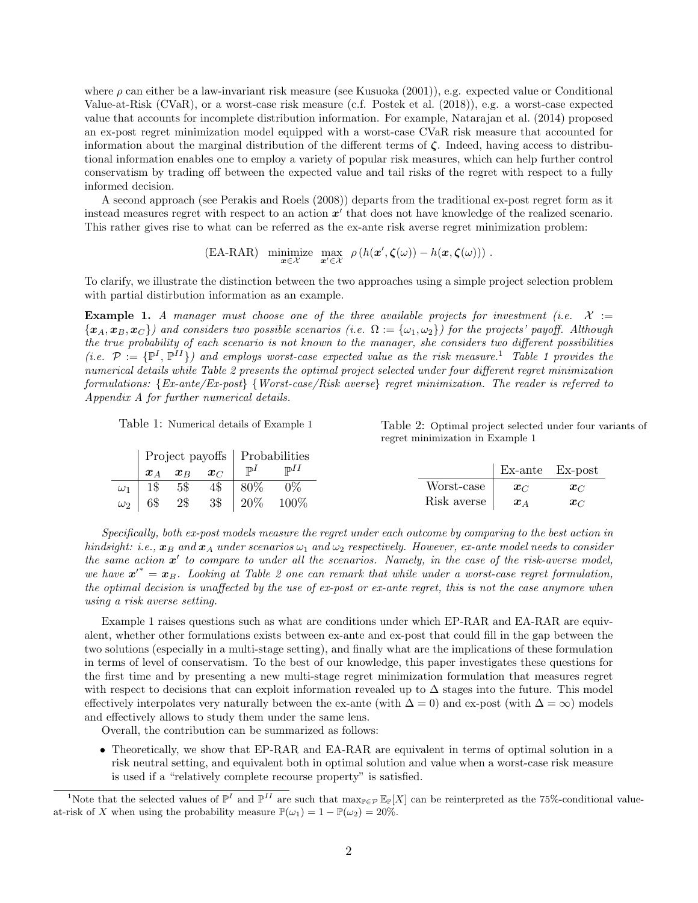where $\rho$ can either be a law-invariant risk measure (see Kusuoka (2001)), e.g. expected value or Conditional Value-at-Risk (CVaR), or a worst-case risk measure (c.f. Postek et al. (2018)), e.g. a worst-case expected value that accounts for incomplete distribution information. For example, Natarajan et al. (2014) proposed an ex-post regret minimization model equipped with a worst-case CVaR risk measure that accounted for information about the marginal distribution of the different terms of $\boldsymbol{\zeta}$. Indeed, having access to distributional information enables one to employ a variety of popular risk measures, which can help further control conservatism by trading off between the expected value and tail risks of the regret with respect to a fully informed decision.

A second approach (see Perakis and Roels (2008)) departs from the traditional ex-post regret form as it instead measures regret with respect to an action $\boldsymbol{x}'$ that does not have knowledge of the realized scenario. This rather gives rise to what can be referred as the ex-ante risk averse regret minimization problem:

$$\text{(EA-RAR)} \quad \underset{\boldsymbol{x}\in\mathcal{X}}{\text{minimize}} \; \max_{\boldsymbol{x}'\in\mathcal{X}} \; \rho\left(h(\boldsymbol{x}',\boldsymbol{\zeta}(\omega)) - h(\boldsymbol{x},\boldsymbol{\zeta}(\omega))\right).$$

To clarify, we illustrate the distinction between the two approaches using a simple project selection problem with partial distirbution information as an example.

**Example 1.** *A manager must choose one of the three available projects for investment (i.e. $\mathcal{X} := \{\boldsymbol{x}_A, \boldsymbol{x}_B, \boldsymbol{x}_C\}$) and considers two possible scenarios (i.e. $\Omega := \{\omega_1, \omega_2\}$) for the projects' payoff. Although the true probability of each scenario is not known to the manager, she considers two different possibilities (i.e. $\mathcal{P} := \{\mathbb{P}^I, \mathbb{P}^{II}\}$) and employs worst-case expected value as the risk measure.[1] Table 1 provides the numerical details while Table 2 presents the optimal project selected under four different regret minimization formulations: {Ex-ante/Ex-post} {Worst-case/Risk averse} regret minimization. The reader is referred to Appendix A for further numerical details.*

Table 1: Numerical details of Example 1

| | Project payoffs | | | Probabilities | |
|---|---|---|---|---|---|
| | $\boldsymbol{x}_A$ | $\boldsymbol{x}_B$ | $\boldsymbol{x}_C$ | $\mathbb{P}^I$ | $\mathbb{P}^{II}$ |
| $\omega_1$ | 1\$ | 5\$ | 4\$ | 80% | 0% |
| $\omega_2$ | 6\$ | 2\$ | 3\$ | 20% | 100% |

Table 2: Optimal project selected under four variants of regret minimization in Example 1

| | Ex-ante | Ex-post |
|---|---|---|
| Worst-case | $\boldsymbol{x}_C$ | $\boldsymbol{x}_C$ |
| Risk averse | $\boldsymbol{x}_A$ | $\boldsymbol{x}_C$ |

*Specifically, both ex-post models measure the regret under each outcome by comparing to the best action in hindsight: i.e., $\boldsymbol{x}_B$ and $\boldsymbol{x}_A$ under scenarios $\omega_1$ and $\omega_2$ respectively. However, ex-ante model needs to consider the same action $\boldsymbol{x}'$ to compare to under all the scenarios. Namely, in the case of the risk-averse model, we have $\boldsymbol{x}'^* = \boldsymbol{x}_B$. Looking at Table 2 one can remark that while under a worst-case regret formulation, the optimal decision is unaffected by the use of ex-post or ex-ante regret, this is not the case anymore when using a risk averse setting.*

Example 1 raises questions such as what are conditions under which EP-RAR and EA-RAR are equivalent, whether other formulations exists between ex-ante and ex-post that could fill in the gap between the two solutions (especially in a multi-stage setting), and finally what are the implications of these formulation in terms of level of conservatism. To the best of our knowledge, this paper investigates these questions for the first time and by presenting a new multi-stage regret minimization formulation that measures regret with respect to decisions that can exploit information revealed up to $\Delta$ stages into the future. This model effectively interpolates very naturally between the ex-ante (with $\Delta = 0$) and ex-post (with $\Delta = \infty$) models and effectively allows to study them under the same lens.

Overall, the contribution can be summarized as follows:

- Theoretically, we show that EP-RAR and EA-RAR are equivalent in terms of optimal solution in a risk neutral setting, and equivalent both in optimal solution and value when a worst-case risk measure is used if a "relatively complete recourse property" is satisfied.

[1] Note that the selected values of $\mathbb{P}^I$ and $\mathbb{P}^{II}$ are such that $\max_{\mathbb{P}\in\mathcal{P}} \mathbb{E}_{\mathbb{P}}[X]$ can be reinterpreted as the 75%-conditional value-at-risk of $X$ when using the probability measure $\mathbb{P}(\omega_1) = 1 - \mathbb{P}(\omega_2) = 20\%$.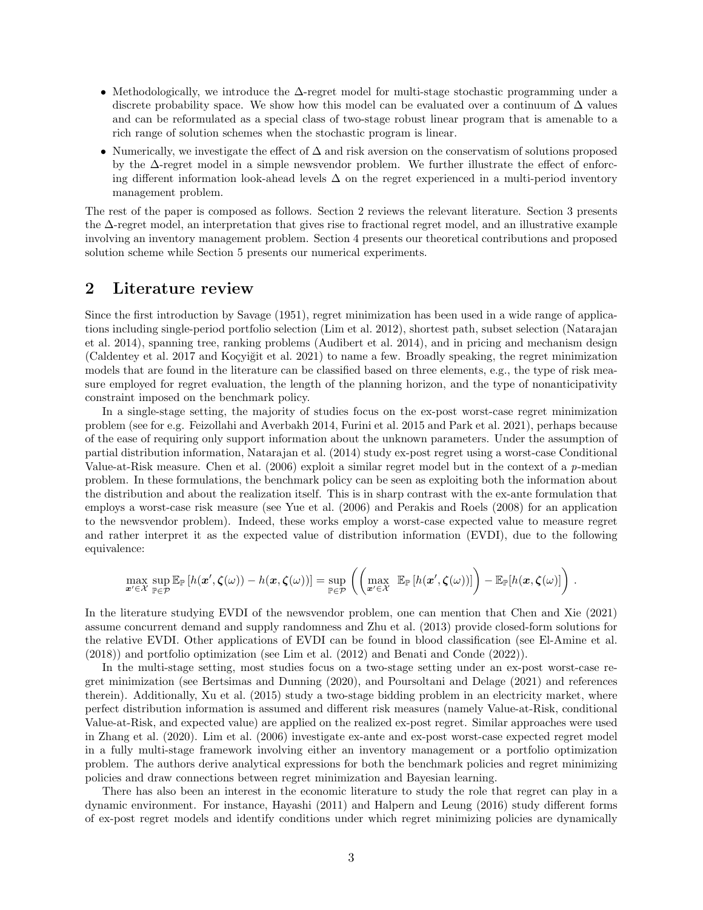- Methodologically, we introduce the $\Delta$-regret model for multi-stage stochastic programming under a discrete probability space. We show how this model can be evaluated over a continuum of $\Delta$ values and can be reformulated as a special class of two-stage robust linear program that is amenable to a rich range of solution schemes when the stochastic program is linear.
- Numerically, we investigate the effect of $\Delta$ and risk aversion on the conservatism of solutions proposed by the $\Delta$-regret model in a simple newsvendor problem. We further illustrate the effect of enforcing different information look-ahead levels $\Delta$ on the regret experienced in a multi-period inventory management problem.

The rest of the paper is composed as follows. Section 2 reviews the relevant literature. Section 3 presents the $\Delta$-regret model, an interpretation that gives rise to fractional regret model, and an illustrative example involving an inventory management problem. Section 4 presents our theoretical contributions and proposed solution scheme while Section 5 presents our numerical experiments.

## 2 Literature review

Since the first introduction by Savage (1951), regret minimization has been used in a wide range of applications including single-period portfolio selection (Lim et al. 2012), shortest path, subset selection (Natarajan et al. 2014), spanning tree, ranking problems (Audibert et al. 2014), and in pricing and mechanism design (Caldentey et al. 2017 and Koçyiğit et al. 2021) to name a few. Broadly speaking, the regret minimization models that are found in the literature can be classified based on three elements, e.g., the type of risk measure employed for regret evaluation, the length of the planning horizon, and the type of nonanticipativity constraint imposed on the benchmark policy.

In a single-stage setting, the majority of studies focus on the ex-post worst-case regret minimization problem (see for e.g. Feizollahi and Averbakh 2014, Furini et al. 2015 and Park et al. 2021), perhaps because of the ease of requiring only support information about the unknown parameters. Under the assumption of partial distribution information, Natarajan et al. (2014) study ex-post regret using a worst-case Conditional Value-at-Risk measure. Chen et al. (2006) exploit a similar regret model but in the context of a $p$-median problem. In these formulations, the benchmark policy can be seen as exploiting both the information about the distribution and about the realization itself. This is in sharp contrast with the ex-ante formulation that employs a worst-case risk measure (see Yue et al. (2006) and Perakis and Roels (2008) for an application to the newsvendor problem). Indeed, these works employ a worst-case expected value to measure regret and rather interpret it as the expected value of distribution information (EVDI), due to the following equivalence:

$$\max_{\boldsymbol{x}' \in \mathcal{X}} \sup_{\mathbb{P} \in \mathcal{P}} \mathbb{E}_{\mathbb{P}}\left[h(\boldsymbol{x}', \boldsymbol{\zeta}(\omega)) - h(\boldsymbol{x}, \boldsymbol{\zeta}(\omega))\right] = \sup_{\mathbb{P} \in \mathcal{P}} \left( \left( \max_{\boldsymbol{x}' \in \mathcal{X}} \;\; \mathbb{E}_{\mathbb{P}}\left[h(\boldsymbol{x}', \boldsymbol{\zeta}(\omega))\right] \right) - \mathbb{E}_{\mathbb{P}}[h(\boldsymbol{x}, \boldsymbol{\zeta}(\omega)] \right).$$

In the literature studying EVDI of the newsvendor problem, one can mention that Chen and Xie (2021) assume concurrent demand and supply randomness and Zhu et al. (2013) provide closed-form solutions for the relative EVDI. Other applications of EVDI can be found in blood classification (see El-Amine et al. (2018)) and portfolio optimization (see Lim et al. (2012) and Benati and Conde (2022)).

In the multi-stage setting, most studies focus on a two-stage setting under an ex-post worst-case regret minimization (see Bertsimas and Dunning (2020), and Poursoltani and Delage (2021) and references therein). Additionally, Xu et al. (2015) study a two-stage bidding problem in an electricity market, where perfect distribution information is assumed and different risk measures (namely Value-at-Risk, conditional Value-at-Risk, and expected value) are applied on the realized ex-post regret. Similar approaches were used in Zhang et al. (2020). Lim et al. (2006) investigate ex-ante and ex-post worst-case expected regret model in a fully multi-stage framework involving either an inventory management or a portfolio optimization problem. The authors derive analytical expressions for both the benchmark policies and regret minimizing policies and draw connections between regret minimization and Bayesian learning.

There has also been an interest in the economic literature to study the role that regret can play in a dynamic environment. For instance, Hayashi (2011) and Halpern and Leung (2016) study different forms of ex-post regret models and identify conditions under which regret minimizing policies are dynamically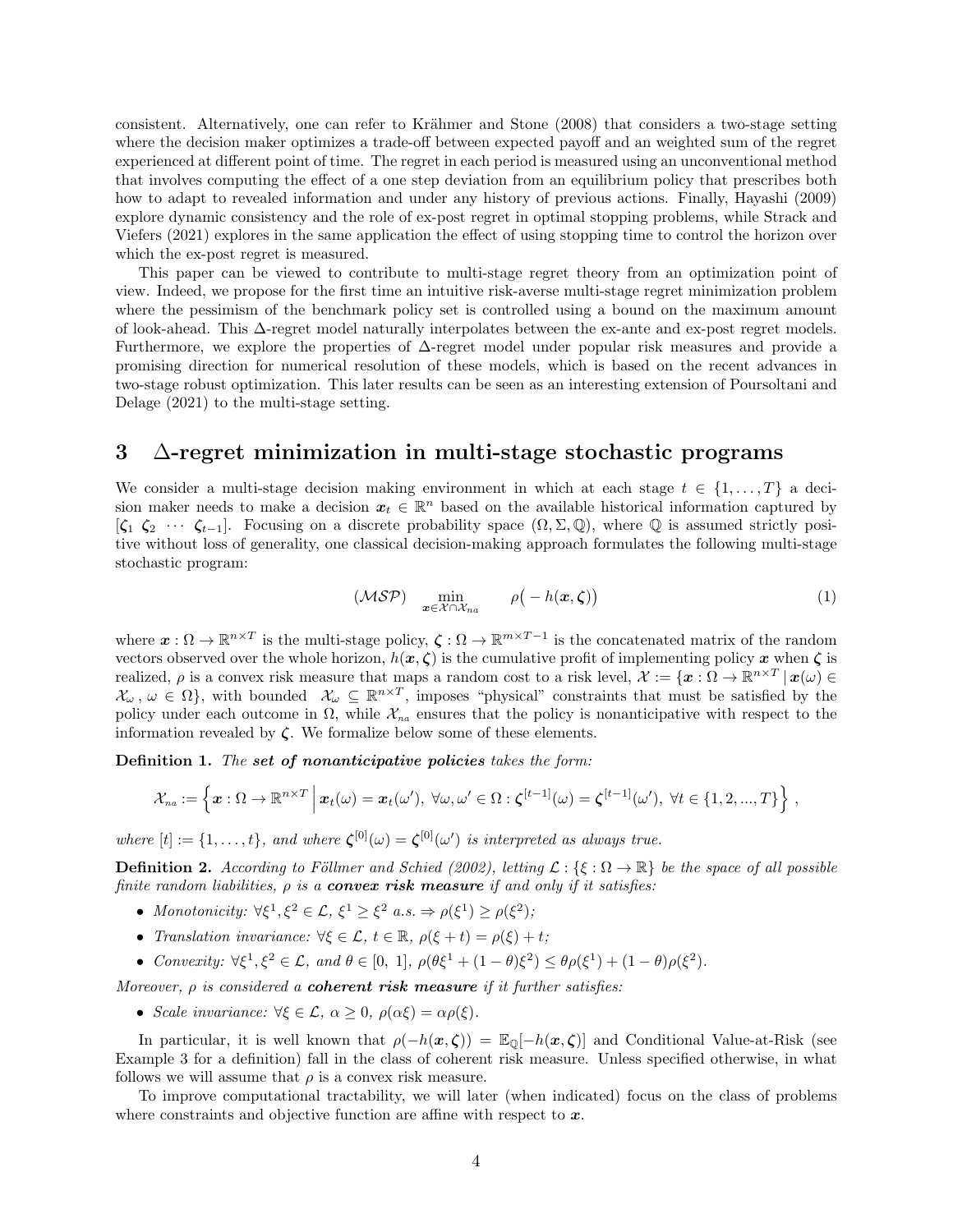consistent. Alternatively, one can refer to Krähmer and Stone (2008) that considers a two-stage setting where the decision maker optimizes a trade-off between expected payoff and an weighted sum of the regret experienced at different point of time. The regret in each period is measured using an unconventional method that involves computing the effect of a one step deviation from an equilibrium policy that prescribes both how to adapt to revealed information and under any history of previous actions. Finally, Hayashi (2009) explore dynamic consistency and the role of ex-post regret in optimal stopping problems, while Strack and Viefers (2021) explores in the same application the effect of using stopping time to control the horizon over which the ex-post regret is measured.

This paper can be viewed to contribute to multi-stage regret theory from an optimization point of view. Indeed, we propose for the first time an intuitive risk-averse multi-stage regret minimization problem where the pessimism of the benchmark policy set is controlled using a bound on the maximum amount of look-ahead. This $\Delta$-regret model naturally interpolates between the ex-ante and ex-post regret models. Furthermore, we explore the properties of $\Delta$-regret model under popular risk measures and provide a promising direction for numerical resolution of these models, which is based on the recent advances in two-stage robust optimization. This later results can be seen as an interesting extension of Poursoltani and Delage (2021) to the multi-stage setting.

# 3 $\Delta$-regret minimization in multi-stage stochastic programs

We consider a multi-stage decision making environment in which at each stage $t \in \{1, \ldots, T\}$ a decision maker needs to make a decision $\boldsymbol{x}_t \in \mathbb{R}^n$ based on the available historical information captured by $[\boldsymbol{\zeta}_1 \ \boldsymbol{\zeta}_2 \ \cdots \ \boldsymbol{\zeta}_{t-1}]$. Focusing on a discrete probability space $(\Omega, \Sigma, \mathbb{Q})$, where $\mathbb{Q}$ is assumed strictly positive without loss of generality, one classical decision-making approach formulates the following multi-stage stochastic program:

$$(\mathcal{MSP}) \quad \min_{\boldsymbol{x} \in \mathcal{X} \cap \mathcal{X}_{na}} \quad \rho\big(-h(\boldsymbol{x}, \boldsymbol{\zeta})\big) \tag{1}$$

where $\boldsymbol{x} : \Omega \to \mathbb{R}^{n \times T}$ is the multi-stage policy, $\boldsymbol{\zeta} : \Omega \to \mathbb{R}^{m \times T-1}$ is the concatenated matrix of the random vectors observed over the whole horizon, $h(\boldsymbol{x}, \boldsymbol{\zeta})$ is the cumulative profit of implementing policy $\boldsymbol{x}$ when $\boldsymbol{\zeta}$ is realized, $\rho$ is a convex risk measure that maps a random cost to a risk level, $\mathcal{X} := \{\boldsymbol{x} : \Omega \to \mathbb{R}^{n \times T} \,|\, \boldsymbol{x}(\omega) \in \mathcal{X}_\omega \,,\, \omega \in \Omega\}$, with bounded $\mathcal{X}_\omega \subseteq \mathbb{R}^{n \times T}$, imposes "physical" constraints that must be satisfied by the policy under each outcome in $\Omega$, while $\mathcal{X}_{na}$ ensures that the policy is nonanticipative with respect to the information revealed by $\boldsymbol{\zeta}$. We formalize below some of these elements.

**Definition 1.** *The **set of nonanticipative policies** takes the form:*

$$\mathcal{X}_{na} := \left\{ \boldsymbol{x} : \Omega \to \mathbb{R}^{n \times T} \,\middle|\, \boldsymbol{x}_t(\omega) = \boldsymbol{x}_t(\omega'),\ \forall \omega, \omega' \in \Omega : \boldsymbol{\zeta}^{[t-1]}(\omega) = \boldsymbol{\zeta}^{[t-1]}(\omega'),\ \forall t \in \{1, 2, ..., T\} \right\},$$

*where $[t] := \{1, \ldots, t\}$, and where $\boldsymbol{\zeta}^{[0]}(\omega) = \boldsymbol{\zeta}^{[0]}(\omega')$ is interpreted as always true.*

**Definition 2.** *According to Föllmer and Schied (2002), letting $\mathcal{L} : \{\xi : \Omega \to \mathbb{R}\}$ be the space of all possible finite random liabilities, $\rho$ is a **convex risk measure** if and only if it satisfies:*

- *Monotonicity: $\forall \xi^1, \xi^2 \in \mathcal{L}$, $\xi^1 \geq \xi^2$ a.s. $\Rightarrow \rho(\xi^1) \geq \rho(\xi^2)$;*
- *Translation invariance: $\forall \xi \in \mathcal{L}$, $t \in \mathbb{R}$, $\rho(\xi + t) = \rho(\xi) + t$;*
- *Convexity: $\forall \xi^1, \xi^2 \in \mathcal{L}$, and $\theta \in [0,\ 1]$, $\rho(\theta\xi^1 + (1-\theta)\xi^2) \leq \theta\rho(\xi^1) + (1-\theta)\rho(\xi^2)$.*

*Moreover, $\rho$ is considered a **coherent risk measure** if it further satisfies:*

- *Scale invariance: $\forall \xi \in \mathcal{L}$, $\alpha \geq 0$, $\rho(\alpha\xi) = \alpha\rho(\xi)$.*

In particular, it is well known that $\rho(-h(\boldsymbol{x}, \boldsymbol{\zeta})) = \mathbb{E}_{\mathbb{Q}}[-h(\boldsymbol{x}, \boldsymbol{\zeta})]$ and Conditional Value-at-Risk (see Example 3 for a definition) fall in the class of coherent risk measure. Unless specified otherwise, in what follows we will assume that $\rho$ is a convex risk measure.

To improve computational tractability, we will later (when indicated) focus on the class of problems where constraints and objective function are affine with respect to $\boldsymbol{x}$.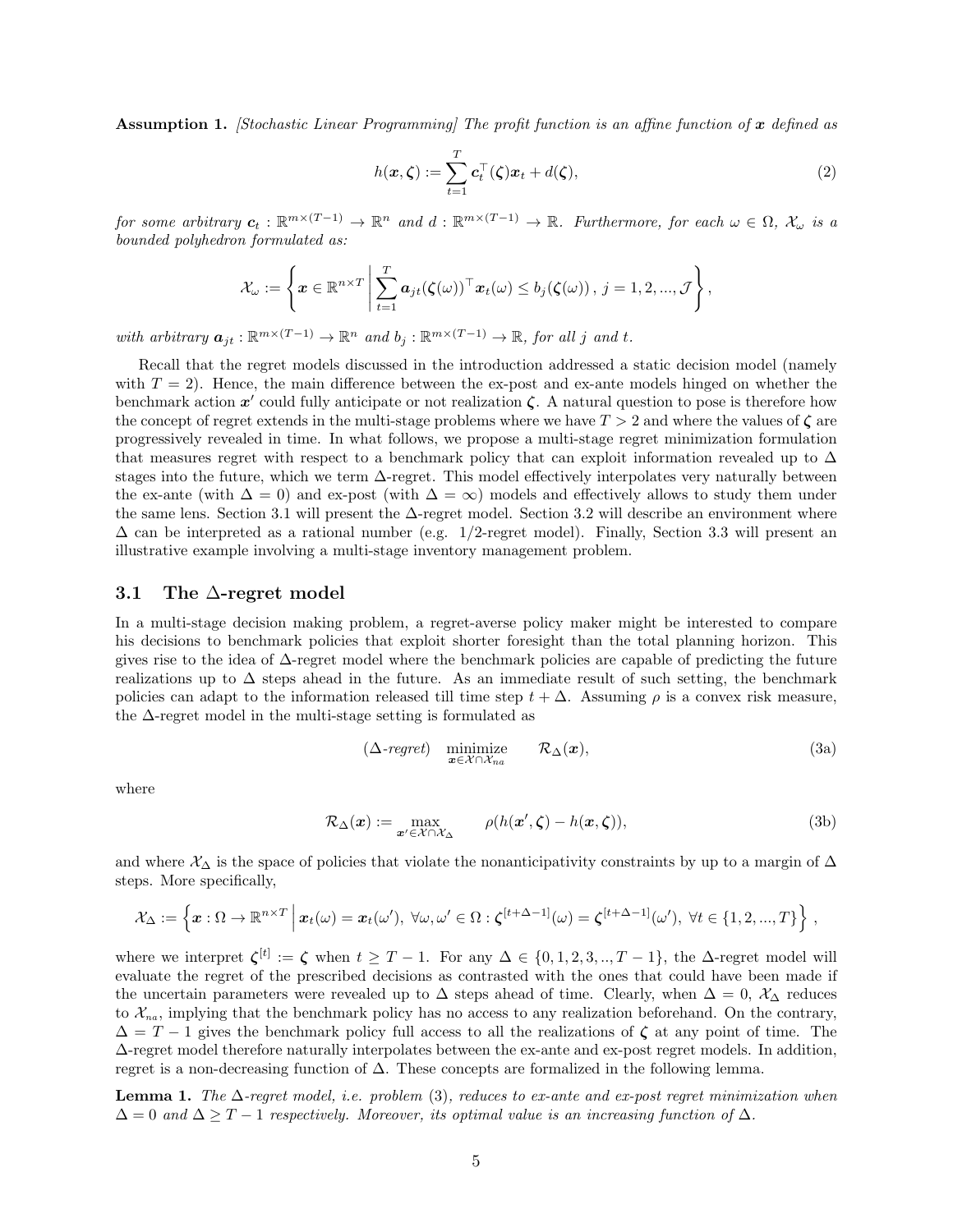**Assumption 1.** *[Stochastic Linear Programming] The profit function is an affine function of $\boldsymbol{x}$ defined as*

$$h(\boldsymbol{x}, \boldsymbol{\zeta}) := \sum_{t=1}^{T} \boldsymbol{c}_t^\top(\boldsymbol{\zeta})\boldsymbol{x}_t + d(\boldsymbol{\zeta}), \tag{2}$$

*for some arbitrary $\boldsymbol{c}_t : \mathbb{R}^{m\times(T-1)} \to \mathbb{R}^n$ and $d : \mathbb{R}^{m\times(T-1)} \to \mathbb{R}$. Furthermore, for each $\omega \in \Omega$, $\mathcal{X}_\omega$ is a bounded polyhedron formulated as:*

$$\mathcal{X}_\omega := \left\{ \boldsymbol{x} \in \mathbb{R}^{n\times T} \;\middle|\; \sum_{t=1}^{T} \boldsymbol{a}_{jt}(\boldsymbol{\zeta}(\omega))^\top \boldsymbol{x}_t(\omega) \leq b_j(\boldsymbol{\zeta}(\omega)),\ j = 1, 2, ..., \mathcal{J} \right\},$$

*with arbitrary $\boldsymbol{a}_{jt} : \mathbb{R}^{m\times(T-1)} \to \mathbb{R}^n$ and $b_j : \mathbb{R}^{m\times(T-1)} \to \mathbb{R}$, for all $j$ and $t$.*

Recall that the regret models discussed in the introduction addressed a static decision model (namely with $T = 2$). Hence, the main difference between the ex-post and ex-ante models hinged on whether the benchmark action $\boldsymbol{x}'$ could fully anticipate or not realization $\boldsymbol{\zeta}$. A natural question to pose is therefore how the concept of regret extends in the multi-stage problems where we have $T > 2$ and where the values of $\boldsymbol{\zeta}$ are progressively revealed in time. In what follows, we propose a multi-stage regret minimization formulation that measures regret with respect to a benchmark policy that can exploit information revealed up to $\Delta$ stages into the future, which we term $\Delta$-regret. This model effectively interpolates very naturally between the ex-ante (with $\Delta = 0$) and ex-post (with $\Delta = \infty$) models and effectively allows to study them under the same lens. Section 3.1 will present the $\Delta$-regret model. Section 3.2 will describe an environment where $\Delta$ can be interpreted as a rational number (e.g. 1/2-regret model). Finally, Section 3.3 will present an illustrative example involving a multi-stage inventory management problem.

## 3.1 The $\Delta$-regret model

In a multi-stage decision making problem, a regret-averse policy maker might be interested to compare his decisions to benchmark policies that exploit shorter foresight than the total planning horizon. This gives rise to the idea of $\Delta$-regret model where the benchmark policies are capable of predicting the future realizations up to $\Delta$ steps ahead in the future. As an immediate result of such setting, the benchmark policies can adapt to the information released till time step $t + \Delta$. Assuming $\rho$ is a convex risk measure, the $\Delta$-regret model in the multi-stage setting is formulated as

$$(\Delta\text{-}regret) \quad \underset{\boldsymbol{x}\in\mathcal{X}\cap\mathcal{X}_{na}}{\text{minimize}} \quad \mathcal{R}_\Delta(\boldsymbol{x}), \tag{3a}$$

where

$$\mathcal{R}_\Delta(\boldsymbol{x}) := \max_{\boldsymbol{x}'\in\mathcal{X}\cap\mathcal{X}_\Delta} \quad \rho(h(\boldsymbol{x}', \boldsymbol{\zeta}) - h(\boldsymbol{x}, \boldsymbol{\zeta})), \tag{3b}$$

and where $\mathcal{X}_\Delta$ is the space of policies that violate the nonanticipativity constraints by up to a margin of $\Delta$ steps. More specifically,

$$\mathcal{X}_\Delta := \left\{ \boldsymbol{x} : \Omega \to \mathbb{R}^{n\times T} \;\middle|\; \boldsymbol{x}_t(\omega) = \boldsymbol{x}_t(\omega'),\ \forall \omega, \omega' \in \Omega : \boldsymbol{\zeta}^{[t+\Delta-1]}(\omega) = \boldsymbol{\zeta}^{[t+\Delta-1]}(\omega'),\ \forall t \in \{1, 2, ..., T\} \right\},$$

where we interpret $\boldsymbol{\zeta}^{[t]} := \boldsymbol{\zeta}$ when $t \geq T - 1$. For any $\Delta \in \{0, 1, 2, 3, .., T - 1\}$, the $\Delta$-regret model will evaluate the regret of the prescribed decisions as contrasted with the ones that could have been made if the uncertain parameters were revealed up to $\Delta$ steps ahead of time. Clearly, when $\Delta = 0$, $\mathcal{X}_\Delta$ reduces to $\mathcal{X}_{na}$, implying that the benchmark policy has no access to any realization beforehand. On the contrary, $\Delta = T - 1$ gives the benchmark policy full access to all the realizations of $\boldsymbol{\zeta}$ at any point of time. The $\Delta$-regret model therefore naturally interpolates between the ex-ante and ex-post regret models. In addition, regret is a non-decreasing function of $\Delta$. These concepts are formalized in the following lemma.

**Lemma 1.** *The $\Delta$-regret model, i.e. problem (3), reduces to ex-ante and ex-post regret minimization when $\Delta = 0$ and $\Delta \geq T - 1$ respectively. Moreover, its optimal value is an increasing function of $\Delta$.*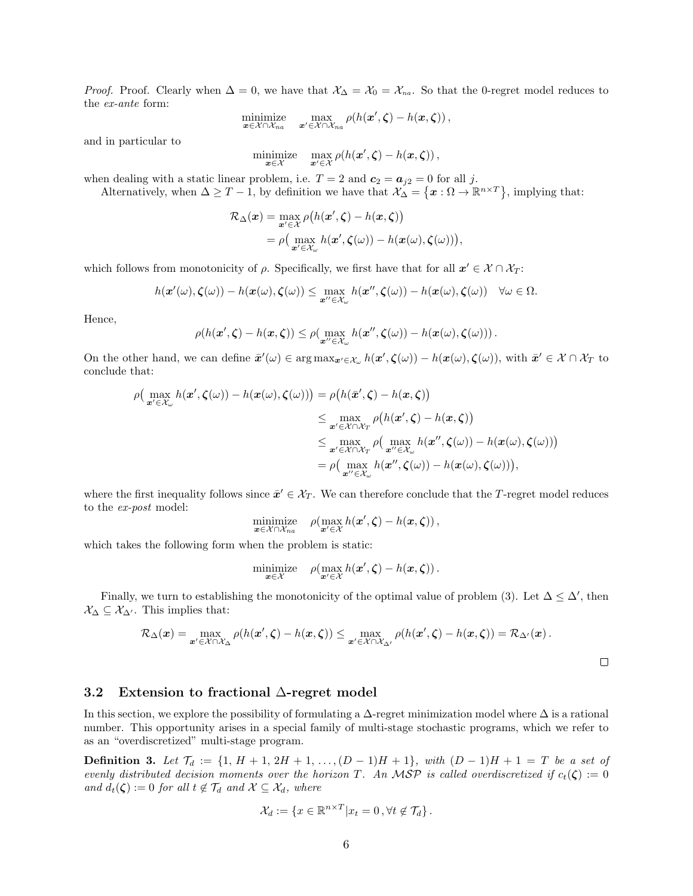*Proof.* Proof. Clearly when $\Delta = 0$, we have that $\mathcal{X}_\Delta = \mathcal{X}_0 = \mathcal{X}_{na}$. So that the 0-regret model reduces to the *ex-ante* form:

$$\underset{\boldsymbol{x}\in\mathcal{X}\cap\mathcal{X}_{na}}{\text{minimize}} \quad \max_{\boldsymbol{x}'\in\mathcal{X}\cap\mathcal{X}_{na}} \rho(h(\boldsymbol{x}',\boldsymbol{\zeta}) - h(\boldsymbol{x},\boldsymbol{\zeta}))\,,$$

and in particular to

$$\underset{\boldsymbol{x}\in\mathcal{X}}{\text{minimize}} \quad \max_{\boldsymbol{x}'\in\mathcal{X}} \rho(h(\boldsymbol{x}',\boldsymbol{\zeta}) - h(\boldsymbol{x},\boldsymbol{\zeta}))\,,$$

when dealing with a static linear problem, i.e. $T = 2$ and $\boldsymbol{c}_2 = \boldsymbol{a}_{j2} = 0$ for all $j$.

Alternatively, when $\Delta \geq T-1$, by definition we have that $\mathcal{X}_\Delta = \{\boldsymbol{x} : \Omega \to \mathbb{R}^{n\times T}\}$, implying that:

$$\begin{aligned}
\mathcal{R}_\Delta(\boldsymbol{x}) &= \max_{\boldsymbol{x}'\in\mathcal{X}} \rho\big(h(\boldsymbol{x}',\boldsymbol{\zeta}) - h(\boldsymbol{x},\boldsymbol{\zeta})\big) \\
&= \rho\big(\max_{\boldsymbol{x}'\in\mathcal{X}_\omega} h(\boldsymbol{x}',\boldsymbol{\zeta}(\omega)) - h(\boldsymbol{x}(\omega),\boldsymbol{\zeta}(\omega))\big),
\end{aligned}$$

which follows from monotonicity of $\rho$. Specifically, we first have that for all $\boldsymbol{x}' \in \mathcal{X}\cap\mathcal{X}_T$:

$$h(\boldsymbol{x}'(\omega),\boldsymbol{\zeta}(\omega)) - h(\boldsymbol{x}(\omega),\boldsymbol{\zeta}(\omega)) \leq \max_{\boldsymbol{x}''\in\mathcal{X}_\omega} h(\boldsymbol{x}'',\boldsymbol{\zeta}(\omega)) - h(\boldsymbol{x}(\omega),\boldsymbol{\zeta}(\omega)) \quad \forall \omega \in \Omega.$$

Hence,

$$\rho(h(\boldsymbol{x}',\boldsymbol{\zeta}) - h(\boldsymbol{x},\boldsymbol{\zeta})) \leq \rho\big(\max_{\boldsymbol{x}''\in\mathcal{X}_\omega} h(\boldsymbol{x}'',\boldsymbol{\zeta}(\omega)) - h(\boldsymbol{x}(\omega),\boldsymbol{\zeta}(\omega))\big)\,.$$

On the other hand, we can define $\bar{\boldsymbol{x}}'(\omega) \in \arg\max_{\boldsymbol{x}'\in\mathcal{X}_\omega} h(\boldsymbol{x}',\boldsymbol{\zeta}(\omega)) - h(\boldsymbol{x}(\omega),\boldsymbol{\zeta}(\omega))$, with $\bar{\boldsymbol{x}}' \in \mathcal{X}\cap\mathcal{X}_T$ to conclude that:

$$\begin{aligned}
\rho\big(\max_{\boldsymbol{x}'\in\mathcal{X}_\omega} h(\boldsymbol{x}',\boldsymbol{\zeta}(\omega)) - h(\boldsymbol{x}(\omega),\boldsymbol{\zeta}(\omega))\big) &= \rho\big(h(\bar{\boldsymbol{x}}',\boldsymbol{\zeta}) - h(\boldsymbol{x},\boldsymbol{\zeta})\big) \\
&\leq \max_{\boldsymbol{x}'\in\mathcal{X}\cap\mathcal{X}_T} \rho\big(h(\boldsymbol{x}',\boldsymbol{\zeta}) - h(\boldsymbol{x},\boldsymbol{\zeta})\big) \\
&\leq \max_{\boldsymbol{x}'\in\mathcal{X}\cap\mathcal{X}_T} \rho\big(\max_{\boldsymbol{x}''\in\mathcal{X}_\omega} h(\boldsymbol{x}'',\boldsymbol{\zeta}(\omega)) - h(\boldsymbol{x}(\omega),\boldsymbol{\zeta}(\omega))\big) \\
&= \rho\big(\max_{\boldsymbol{x}''\in\mathcal{X}_\omega} h(\boldsymbol{x}'',\boldsymbol{\zeta}(\omega)) - h(\boldsymbol{x}(\omega),\boldsymbol{\zeta}(\omega))\big),
\end{aligned}$$

where the first inequality follows since $\bar{\boldsymbol{x}}' \in \mathcal{X}_T$. We can therefore conclude that the $T$-regret model reduces to the *ex-post* model:

$$\underset{\boldsymbol{x}\in\mathcal{X}\cap\mathcal{X}_{na}}{\text{minimize}} \quad \rho(\max_{\boldsymbol{x}'\in\mathcal{X}} h(\boldsymbol{x}',\boldsymbol{\zeta}) - h(\boldsymbol{x},\boldsymbol{\zeta}))\,,$$

which takes the following form when the problem is static:

$$\underset{\boldsymbol{x}\in\mathcal{X}}{\text{minimize}} \quad \rho(\max_{\boldsymbol{x}'\in\mathcal{X}} h(\boldsymbol{x}',\boldsymbol{\zeta}) - h(\boldsymbol{x},\boldsymbol{\zeta}))\,.$$

Finally, we turn to establishing the monotonicity of the optimal value of problem (3). Let $\Delta \leq \Delta'$, then $\mathcal{X}_\Delta \subseteq \mathcal{X}_{\Delta'}$. This implies that:

$$\mathcal{R}_\Delta(\boldsymbol{x}) = \max_{\boldsymbol{x}'\in\mathcal{X}\cap\mathcal{X}_\Delta} \rho(h(\boldsymbol{x}',\boldsymbol{\zeta}) - h(\boldsymbol{x},\boldsymbol{\zeta})) \leq \max_{\boldsymbol{x}'\in\mathcal{X}\cap\mathcal{X}_{\Delta'}} \rho(h(\boldsymbol{x}',\boldsymbol{\zeta}) - h(\boldsymbol{x},\boldsymbol{\zeta})) = \mathcal{R}_{\Delta'}(\boldsymbol{x})\,.$$

□

### 3.2 Extension to fractional Δ-regret model

In this section, we explore the possibility of formulating a $\Delta$-regret minimization model where $\Delta$ is a rational number. This opportunity arises in a special family of multi-stage stochastic programs, which we refer to as an "overdiscretized" multi-stage program.

**Definition 3.** *Let $\mathcal{T}_d := \{1,\, H+1,\, 2H+1,\, \ldots, (D-1)H+1\}$, with $(D-1)H+1 = T$ be a set of evenly distributed decision moments over the horizon $T$. An $\mathcal{MSP}$ is called overdiscretized if $c_t(\boldsymbol{\zeta}) := 0$ and $d_t(\boldsymbol{\zeta}) := 0$ for all $t \notin \mathcal{T}_d$ and $\mathcal{X} \subseteq \mathcal{X}_d$, where*

$$\mathcal{X}_d := \{x \in \mathbb{R}^{n\times T} | x_t = 0\,, \forall t \notin \mathcal{T}_d\}\,.$$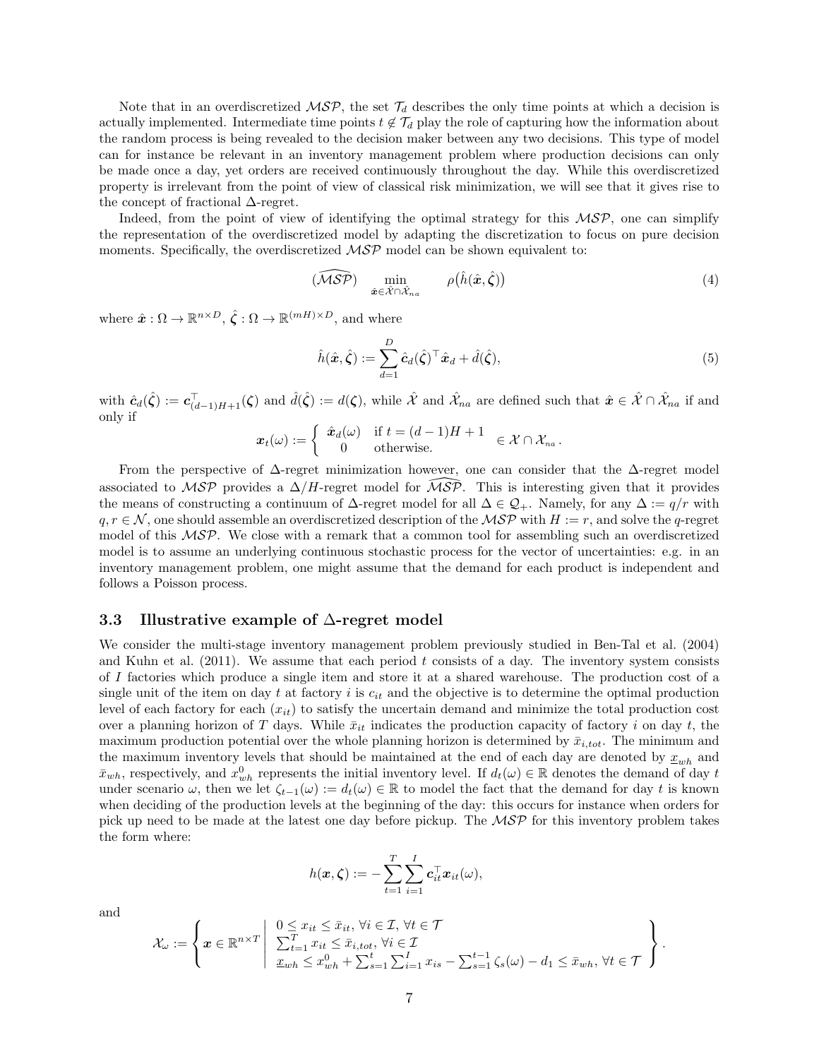Note that in an overdiscretized $\mathcal{MSP}$, the set $\mathcal{T}_d$ describes the only time points at which a decision is actually implemented. Intermediate time points $t \notin \mathcal{T}_d$ play the role of capturing how the information about the random process is being revealed to the decision maker between any two decisions. This type of model can for instance be relevant in an inventory management problem where production decisions can only be made once a day, yet orders are received continuously throughout the day. While this overdiscretized property is irrelevant from the point of view of classical risk minimization, we will see that it gives rise to the concept of fractional $\Delta$-regret.

Indeed, from the point of view of identifying the optimal strategy for this $\mathcal{MSP}$, one can simplify the representation of the overdiscretized model by adapting the discretization to focus on pure decision moments. Specifically, the overdiscretized $\mathcal{MSP}$ model can be shown equivalent to:

$$(\widehat{\mathcal{MSP}}) \qquad \min_{\hat{\boldsymbol{x}} \in \hat{\mathcal{X}} \cap \hat{\mathcal{X}}_{na}} \qquad \rho\big(\hat{h}(\hat{\boldsymbol{x}}, \hat{\boldsymbol{\zeta}})\big) \tag{4}$$

where $\hat{\boldsymbol{x}} : \Omega \to \mathbb{R}^{n \times D}$, $\hat{\boldsymbol{\zeta}} : \Omega \to \mathbb{R}^{(mH) \times D}$, and where

$$\hat{h}(\hat{\boldsymbol{x}}, \hat{\boldsymbol{\zeta}}) := \sum_{d=1}^{D} \hat{\boldsymbol{c}}_d(\hat{\boldsymbol{\zeta}})^\top \hat{\boldsymbol{x}}_d + \hat{d}(\hat{\boldsymbol{\zeta}}), \tag{5}$$

with $\hat{\boldsymbol{c}}_d(\hat{\boldsymbol{\zeta}}) := \boldsymbol{c}_{(d-1)H+1}^\top(\boldsymbol{\zeta})$ and $\hat{d}(\hat{\boldsymbol{\zeta}}) := d(\boldsymbol{\zeta})$, while $\hat{\mathcal{X}}$ and $\hat{\mathcal{X}}_{na}$ are defined such that $\hat{\boldsymbol{x}} \in \hat{\mathcal{X}} \cap \hat{\mathcal{X}}_{na}$ if and only if

$$\boldsymbol{x}_t(\omega) := \begin{cases} \hat{\boldsymbol{x}}_d(\omega) & \text{if } t = (d-1)H + 1 \\ 0 & \text{otherwise.} \end{cases} \in \mathcal{X} \cap \mathcal{X}_{na}\,.$$

From the perspective of $\Delta$-regret minimization however, one can consider that the $\Delta$-regret model associated to $\mathcal{MSP}$ provides a $\Delta/H$-regret model for $\widehat{\mathcal{MSP}}$. This is interesting given that it provides the means of constructing a continuum of $\Delta$-regret model for all $\Delta \in \mathcal{Q}_+$. Namely, for any $\Delta := q/r$ with $q, r \in \mathcal{N}$, one should assemble an overdiscretized description of the $\mathcal{MSP}$ with $H := r$, and solve the $q$-regret model of this $\mathcal{MSP}$. We close with a remark that a common tool for assembling such an overdiscretized model is to assume an underlying continuous stochastic process for the vector of uncertainties: e.g. in an inventory management problem, one might assume that the demand for each product is independent and follows a Poisson process.

### 3.3 Illustrative example of $\Delta$-regret model

We consider the multi-stage inventory management problem previously studied in Ben-Tal et al. (2004) and Kuhn et al. (2011). We assume that each period $t$ consists of a day. The inventory system consists of $I$ factories which produce a single item and store it at a shared warehouse. The production cost of a single unit of the item on day $t$ at factory $i$ is $c_{it}$ and the objective is to determine the optimal production level of each factory for each ($x_{it}$) to satisfy the uncertain demand and minimize the total production cost over a planning horizon of $T$ days. While $\bar{x}_{it}$ indicates the production capacity of factory $i$ on day $t$, the maximum production potential over the whole planning horizon is determined by $\bar{x}_{i,tot}$. The minimum and the maximum inventory levels that should be maintained at the end of each day are denoted by $\underline{x}_{wh}$ and $\bar{x}_{wh}$, respectively, and $x^0_{wh}$ represents the initial inventory level. If $d_t(\omega) \in \mathbb{R}$ denotes the demand of day $t$ under scenario $\omega$, then we let $\zeta_{t-1}(\omega) := d_t(\omega) \in \mathbb{R}$ to model the fact that the demand for day $t$ is known when deciding of the production levels at the beginning of the day: this occurs for instance when orders for pick up need to be made at the latest one day before pickup. The $\mathcal{MSP}$ for this inventory problem takes the form where:

$$h(\boldsymbol{x}, \boldsymbol{\zeta}) := -\sum_{t=1}^{T} \sum_{i=1}^{I} \boldsymbol{c}_{it}^\top \boldsymbol{x}_{it}(\omega),$$

and

$$\mathcal{X}_\omega := \left\{ \boldsymbol{x} \in \mathbb{R}^{n \times T} \;\middle|\; \begin{array}{l} 0 \leq x_{it} \leq \bar{x}_{it},\, \forall i \in \mathcal{I},\, \forall t \in \mathcal{T} \\ \sum_{t=1}^{T} x_{it} \leq \bar{x}_{i,tot},\, \forall i \in \mathcal{I} \\ \underline{x}_{wh} \leq x^0_{wh} + \sum_{s=1}^{t} \sum_{i=1}^{I} x_{is} - \sum_{s=1}^{t-1} \zeta_s(\omega) - d_1 \leq \bar{x}_{wh},\, \forall t \in \mathcal{T} \end{array} \right\}.$$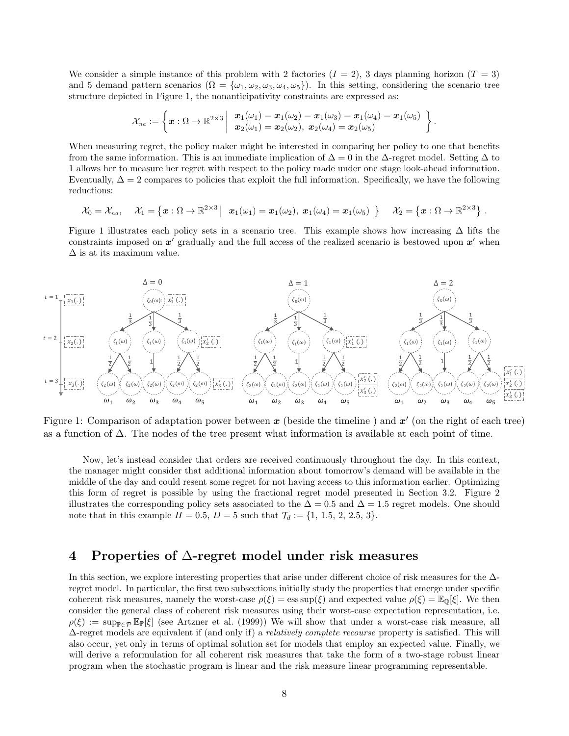We consider a simple instance of this problem with 2 factories ($I = 2$), 3 days planning horizon ($T = 3$) and 5 demand pattern scenarios ($\Omega = \{\omega_1, \omega_2, \omega_3, \omega_4, \omega_5\}$). In this setting, considering the scenario tree structure depicted in Figure 1, the nonanticipativity constraints are expressed as:

$$\mathcal{X}_{na} := \left\{ \boldsymbol{x} : \Omega \to \mathbb{R}^{2\times 3} \;\middle|\; \begin{array}{l} \boldsymbol{x}_1(\omega_1) = \boldsymbol{x}_1(\omega_2) = \boldsymbol{x}_1(\omega_3) = \boldsymbol{x}_1(\omega_4) = \boldsymbol{x}_1(\omega_5) \\ \boldsymbol{x}_2(\omega_1) = \boldsymbol{x}_2(\omega_2),\ \boldsymbol{x}_2(\omega_4) = \boldsymbol{x}_2(\omega_5) \end{array} \right\}.$$

When measuring regret, the policy maker might be interested in comparing her policy to one that benefits from the same information. This is an immediate implication of $\Delta = 0$ in the $\Delta$-regret model. Setting $\Delta$ to 1 allows her to measure her regret with respect to the policy made under one stage look-ahead information. Eventually, $\Delta = 2$ compares to policies that exploit the full information. Specifically, we have the following reductions:

$$\mathcal{X}_0 = \mathcal{X}_{na}, \quad \mathcal{X}_1 = \left\{ \boldsymbol{x} : \Omega \to \mathbb{R}^{2\times 3} \;\middle|\; \boldsymbol{x}_1(\omega_1) = \boldsymbol{x}_1(\omega_2),\ \boldsymbol{x}_1(\omega_4) = \boldsymbol{x}_1(\omega_5) \right\} \quad \mathcal{X}_2 = \left\{ \boldsymbol{x} : \Omega \to \mathbb{R}^{2\times 3} \right\}.$$

Figure 1 illustrates each policy sets in a scenario tree. This example shows how increasing $\Delta$ lifts the constraints imposed on $\boldsymbol{x}'$ gradually and the full access of the realized scenario is bestowed upon $\boldsymbol{x}'$ when $\Delta$ is at its maximum value.

Figure 1: Comparison of adaptation power between $\boldsymbol{x}$ (beside the timeline ) and $\boldsymbol{x}'$ (on the right of each tree) as a function of $\Delta$. The nodes of the tree present what information is available at each point of time.

Now, let's instead consider that orders are received continuously throughout the day. In this context, the manager might consider that additional information about tomorrow's demand will be available in the middle of the day and could resent some regret for not having access to this information earlier. Optimizing this form of regret is possible by using the fractional regret model presented in Section 3.2. Figure 2 illustrates the corresponding policy sets associated to the $\Delta = 0.5$ and $\Delta = 1.5$ regret models. One should note that in this example $H = 0.5$, $D = 5$ such that $\mathcal{T}_d := \{1,\ 1.5,\ 2,\ 2.5,\ 3\}$.

# 4 Properties of $\Delta$-regret model under risk measures

In this section, we explore interesting properties that arise under different choice of risk measures for the $\Delta$-regret model. In particular, the first two subsections initially study the properties that emerge under specific coherent risk measures, namely the worst-case $\rho(\xi) = \operatorname{ess\,sup}(\xi)$ and expected value $\rho(\xi) = \mathbb{E}_{\mathbb{Q}}[\xi]$. We then consider the general class of coherent risk measures using their worst-case expectation representation, i.e. $\rho(\xi) := \sup_{\mathbb{P}\in\mathcal{P}} \mathbb{E}_{\mathbb{P}}[\xi]$ (see Artzner et al. (1999)) We will show that under a worst-case risk measure, all $\Delta$-regret models are equivalent if (and only if) a *relatively complete recourse* property is satisfied. This will also occur, yet only in terms of optimal solution set for models that employ an expected value. Finally, we will derive a reformulation for all coherent risk measures that take the form of a two-stage robust linear program when the stochastic program is linear and the risk measure linear programming representable.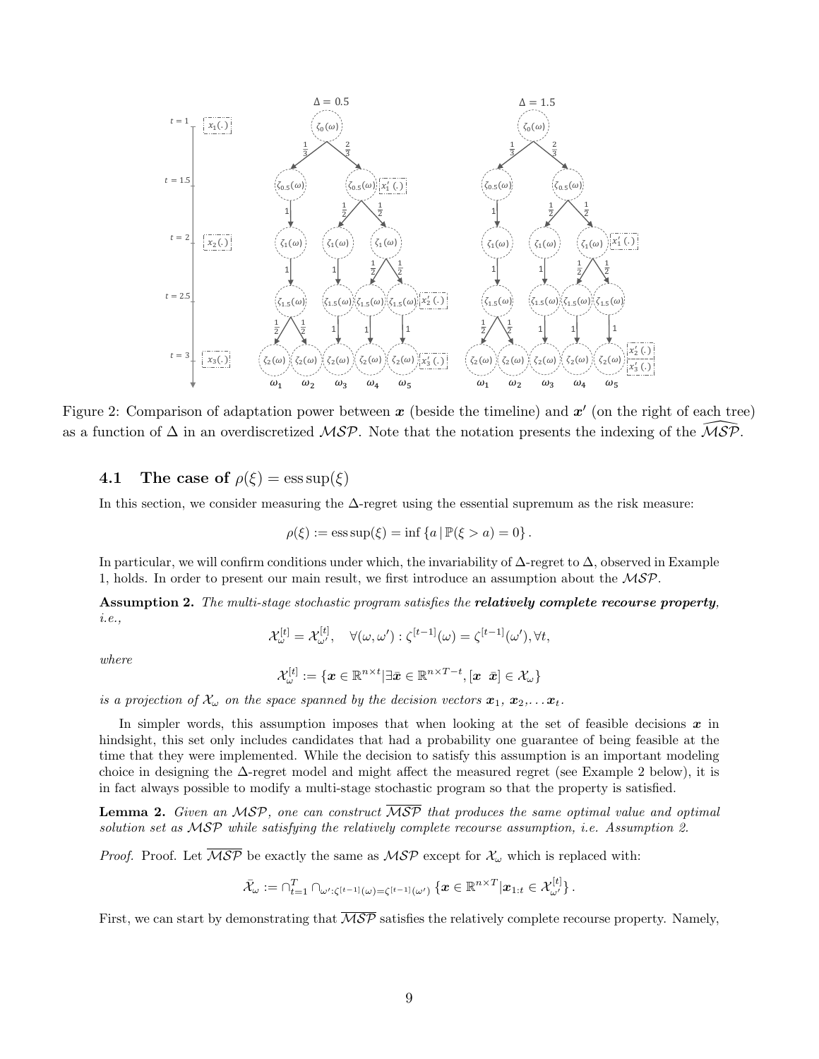Figure 2: Comparison of adaptation power between $\boldsymbol{x}$ (beside the timeline) and $\boldsymbol{x}'$ (on the right of each tree) as a function of $\Delta$ in an overdiscretized $\mathcal{MSP}$. Note that the notation presents the indexing of the $\widehat{\mathcal{MSP}}$.

### 4.1 The case of $\rho(\xi) = \text{ess sup}(\xi)$

In this section, we consider measuring the $\Delta$-regret using the essential supremum as the risk measure:

$$\rho(\xi) := \text{ess sup}(\xi) = \inf \{a \,|\, \mathbb{P}(\xi > a) = 0\}\,.$$

In particular, we will confirm conditions under which, the invariability of $\Delta$-regret to $\Delta$, observed in Example 1, holds. In order to present our main result, we first introduce an assumption about the $\mathcal{MSP}$.

**Assumption 2.** *The multi-stage stochastic program satisfies the* ***relatively complete recourse property****, i.e.,*

$$\mathcal{X}_{\omega}^{[t]} = \mathcal{X}_{\omega'}^{[t]}, \quad \forall (\omega, \omega') : \zeta^{[t-1]}(\omega) = \zeta^{[t-1]}(\omega'), \forall t,$$

*where*

$$\mathcal{X}_{\omega}^{[t]} := \{\boldsymbol{x} \in \mathbb{R}^{n\times t} | \exists \bar{\boldsymbol{x}} \in \mathbb{R}^{n\times T-t}, [\boldsymbol{x} \;\; \bar{\boldsymbol{x}}] \in \mathcal{X}_{\omega}\}$$

*is a projection of $\mathcal{X}_\omega$ on the space spanned by the decision vectors $\boldsymbol{x}_1$, $\boldsymbol{x}_2$,$\ldots$$\boldsymbol{x}_t$.*

In simpler words, this assumption imposes that when looking at the set of feasible decisions $\boldsymbol{x}$ in hindsight, this set only includes candidates that had a probability one guarantee of being feasible at the time that they were implemented. While the decision to satisfy this assumption is an important modeling choice in designing the $\Delta$-regret model and might affect the measured regret (see Example 2 below), it is in fact always possible to modify a multi-stage stochastic program so that the property is satisfied.

**Lemma 2.** *Given an $\mathcal{MSP}$, one can construct $\overline{\mathcal{MSP}}$ that produces the same optimal value and optimal solution set as $\mathcal{MSP}$ while satisfying the relatively complete recourse assumption, i.e. Assumption 2.*

*Proof.* Proof. Let $\overline{\mathcal{MSP}}$ be exactly the same as $\mathcal{MSP}$ except for $\mathcal{X}_\omega$ which is replaced with:

$$\bar{\mathcal{X}}_\omega := \cap_{t=1}^{T} \cap_{\omega':\zeta^{[t-1]}(\omega)=\zeta^{[t-1]}(\omega')} \{\boldsymbol{x} \in \mathbb{R}^{n\times T} | \boldsymbol{x}_{1:t} \in \mathcal{X}_{\omega'}^{[t]}\}\,.$$

First, we can start by demonstrating that $\overline{\mathcal{MSP}}$ satisfies the relatively complete recourse property. Namely,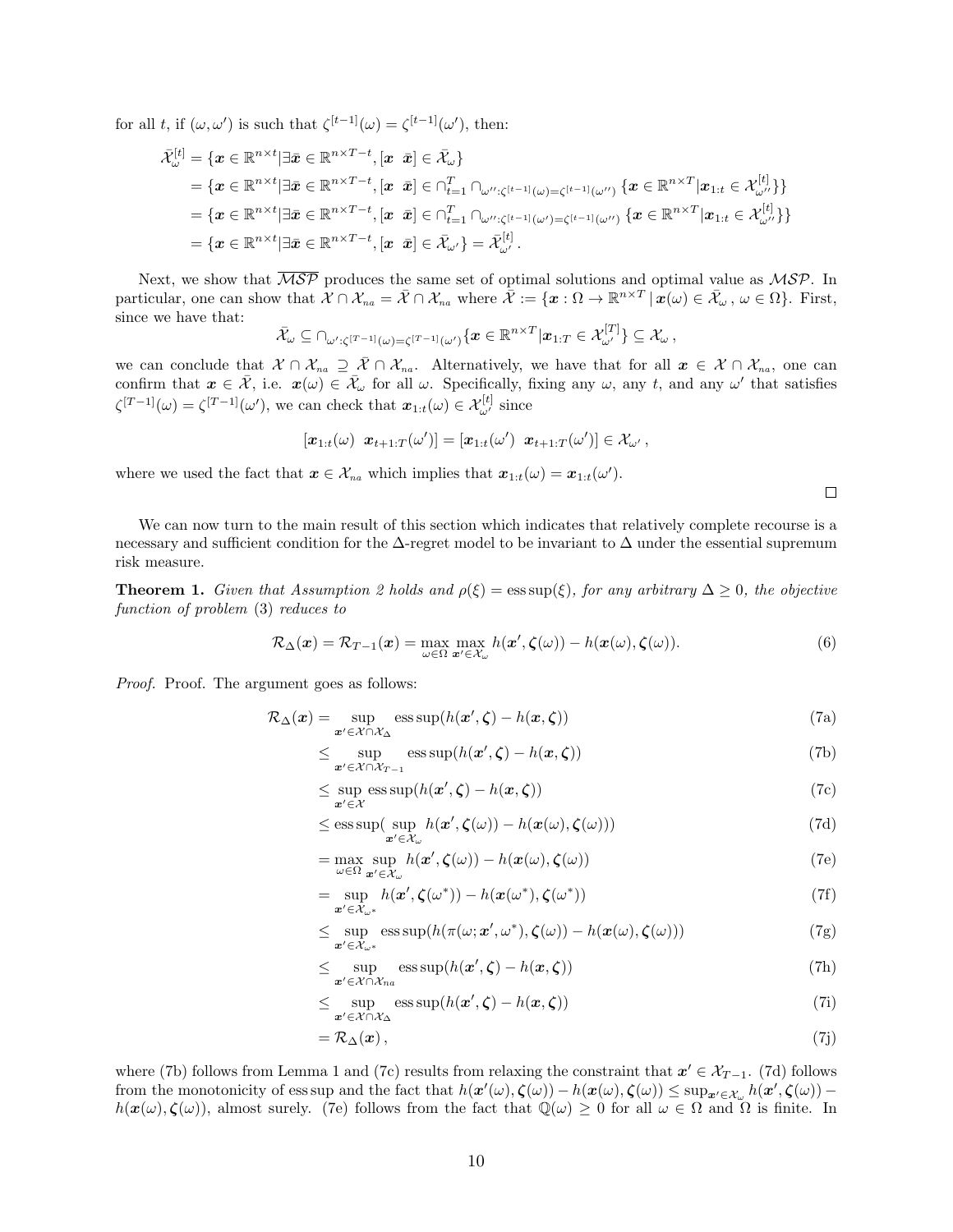for all $t$, if $(\omega, \omega')$ is such that $\zeta^{[t-1]}(\omega) = \zeta^{[t-1]}(\omega')$, then:

$$
\begin{aligned}
\bar{\mathcal{X}}_{\omega}^{[t]} &= \{\boldsymbol{x} \in \mathbb{R}^{n \times t} | \exists \bar{\boldsymbol{x}} \in \mathbb{R}^{n \times T-t}, [\boldsymbol{x} \;\; \bar{\boldsymbol{x}}] \in \bar{\mathcal{X}}_{\omega}\} \\
&= \{\boldsymbol{x} \in \mathbb{R}^{n \times t} | \exists \bar{\boldsymbol{x}} \in \mathbb{R}^{n \times T-t}, [\boldsymbol{x} \;\; \bar{\boldsymbol{x}}] \in \cap_{t=1}^{T} \cap_{\omega'':\zeta^{[t-1]}(\omega)=\zeta^{[t-1]}(\omega'')} \{\boldsymbol{x} \in \mathbb{R}^{n \times T} | \boldsymbol{x}_{1:t} \in \mathcal{X}_{\omega''}^{[t]}\}\} \\
&= \{\boldsymbol{x} \in \mathbb{R}^{n \times t} | \exists \bar{\boldsymbol{x}} \in \mathbb{R}^{n \times T-t}, [\boldsymbol{x} \;\; \bar{\boldsymbol{x}}] \in \cap_{t=1}^{T} \cap_{\omega'':\zeta^{[t-1]}(\omega')=\zeta^{[t-1]}(\omega'')} \{\boldsymbol{x} \in \mathbb{R}^{n \times T} | \boldsymbol{x}_{1:t} \in \mathcal{X}_{\omega''}^{[t]}\}\} \\
&= \{\boldsymbol{x} \in \mathbb{R}^{n \times t} | \exists \bar{\boldsymbol{x}} \in \mathbb{R}^{n \times T-t}, [\boldsymbol{x} \;\; \bar{\boldsymbol{x}}] \in \bar{\mathcal{X}}_{\omega'}\} = \bar{\mathcal{X}}_{\omega'}^{[t]}.
\end{aligned}
$$

Next, we show that $\overline{\mathcal{MSP}}$ produces the same set of optimal solutions and optimal value as $\mathcal{MSP}$. In particular, one can show that $\mathcal{X} \cap \mathcal{X}_{na} = \bar{\mathcal{X}} \cap \mathcal{X}_{na}$ where $\bar{\mathcal{X}} := \{\boldsymbol{x} : \Omega \to \mathbb{R}^{n \times T} \,|\, \boldsymbol{x}(\omega) \in \bar{\mathcal{X}}_{\omega}\,,\, \omega \in \Omega\}$. First, since we have that:

$$
\bar{\mathcal{X}}_{\omega} \subseteq \cap_{\omega':\zeta^{[T-1]}(\omega)=\zeta^{[T-1]}(\omega')} \{\boldsymbol{x} \in \mathbb{R}^{n \times T} | \boldsymbol{x}_{1:T} \in \mathcal{X}_{\omega'}^{[T]}\} \subseteq \mathcal{X}_{\omega}\,,
$$

we can conclude that $\mathcal{X} \cap \mathcal{X}_{na} \supseteq \bar{\mathcal{X}} \cap \mathcal{X}_{na}$. Alternatively, we have that for all $\boldsymbol{x} \in \mathcal{X} \cap \mathcal{X}_{na}$, one can confirm that $\boldsymbol{x} \in \bar{\mathcal{X}}$, i.e. $\boldsymbol{x}(\omega) \in \bar{\mathcal{X}}_{\omega}$ for all $\omega$. Specifically, fixing any $\omega$, any $t$, and any $\omega'$ that satisfies $\zeta^{[T-1]}(\omega) = \zeta^{[T-1]}(\omega')$, we can check that $\boldsymbol{x}_{1:t}(\omega) \in \mathcal{X}_{\omega'}^{[t]}$ since

$$
[\boldsymbol{x}_{1:t}(\omega) \;\; \boldsymbol{x}_{t+1:T}(\omega')] = [\boldsymbol{x}_{1:t}(\omega') \;\; \boldsymbol{x}_{t+1:T}(\omega')] \in \mathcal{X}_{\omega'}\,,
$$

where we used the fact that $\boldsymbol{x} \in \mathcal{X}_{na}$ which implies that $\boldsymbol{x}_{1:t}(\omega) = \boldsymbol{x}_{1:t}(\omega')$.

□

We can now turn to the main result of this section which indicates that relatively complete recourse is a necessary and sufficient condition for the $\Delta$-regret model to be invariant to $\Delta$ under the essential supremum risk measure.

**Theorem 1.** *Given that Assumption 2 holds and $\rho(\xi) = \operatorname{ess\,sup}(\xi)$, for any arbitrary $\Delta \geq 0$, the objective function of problem* (3) *reduces to*

$$
\mathcal{R}_{\Delta}(\boldsymbol{x}) = \mathcal{R}_{T-1}(\boldsymbol{x}) = \max_{\omega \in \Omega} \max_{\boldsymbol{x}' \in \mathcal{X}_{\omega}} h(\boldsymbol{x}', \boldsymbol{\zeta}(\omega)) - h(\boldsymbol{x}(\omega), \boldsymbol{\zeta}(\omega)). \tag{6}
$$

*Proof.* Proof. The argument goes as follows:

$$
\begin{aligned}
\mathcal{R}_{\Delta}(\boldsymbol{x}) &= \sup_{\boldsymbol{x}' \in \mathcal{X} \cap \mathcal{X}_{\Delta}} \operatorname{ess\,sup}(h(\boldsymbol{x}', \boldsymbol{\zeta}) - h(\boldsymbol{x}, \boldsymbol{\zeta})) && \text{(7a)} \\
&\leq \sup_{\boldsymbol{x}' \in \mathcal{X} \cap \mathcal{X}_{T-1}} \operatorname{ess\,sup}(h(\boldsymbol{x}', \boldsymbol{\zeta}) - h(\boldsymbol{x}, \boldsymbol{\zeta})) && \text{(7b)} \\
&\leq \sup_{\boldsymbol{x}' \in \mathcal{X}} \operatorname{ess\,sup}(h(\boldsymbol{x}', \boldsymbol{\zeta}) - h(\boldsymbol{x}, \boldsymbol{\zeta})) && \text{(7c)} \\
&\leq \operatorname{ess\,sup}( \sup_{\boldsymbol{x}' \in \mathcal{X}_{\omega}} h(\boldsymbol{x}', \boldsymbol{\zeta}(\omega)) - h(\boldsymbol{x}(\omega), \boldsymbol{\zeta}(\omega))) && \text{(7d)} \\
&= \max_{\omega \in \Omega} \sup_{\boldsymbol{x}' \in \mathcal{X}_{\omega}} h(\boldsymbol{x}', \boldsymbol{\zeta}(\omega)) - h(\boldsymbol{x}(\omega), \boldsymbol{\zeta}(\omega)) && \text{(7e)} \\
&= \sup_{\boldsymbol{x}' \in \mathcal{X}_{\omega^*}} h(\boldsymbol{x}', \boldsymbol{\zeta}(\omega^*)) - h(\boldsymbol{x}(\omega^*), \boldsymbol{\zeta}(\omega^*)) && \text{(7f)} \\
&\leq \sup_{\boldsymbol{x}' \in \mathcal{X}_{\omega^*}} \operatorname{ess\,sup}(h(\pi(\omega; \boldsymbol{x}', \omega^*), \boldsymbol{\zeta}(\omega)) - h(\boldsymbol{x}(\omega), \boldsymbol{\zeta}(\omega))) && \text{(7g)} \\
&\leq \sup_{\boldsymbol{x}' \in \mathcal{X} \cap \mathcal{X}_{na}} \operatorname{ess\,sup}(h(\boldsymbol{x}', \boldsymbol{\zeta}) - h(\boldsymbol{x}, \boldsymbol{\zeta})) && \text{(7h)} \\
&\leq \sup_{\boldsymbol{x}' \in \mathcal{X} \cap \mathcal{X}_{\Delta}} \operatorname{ess\,sup}(h(\boldsymbol{x}', \boldsymbol{\zeta}) - h(\boldsymbol{x}, \boldsymbol{\zeta})) && \text{(7i)} \\
&= \mathcal{R}_{\Delta}(\boldsymbol{x})\,, && \text{(7j)}
\end{aligned}
$$

where (7b) follows from Lemma 1 and (7c) results from relaxing the constraint that $\boldsymbol{x}' \in \mathcal{X}_{T-1}$. (7d) follows from the monotonicity of ess sup and the fact that $h(\boldsymbol{x}'(\omega), \boldsymbol{\zeta}(\omega)) - h(\boldsymbol{x}(\omega), \boldsymbol{\zeta}(\omega)) \leq \sup_{\boldsymbol{x}' \in \mathcal{X}_{\omega}} h(\boldsymbol{x}', \boldsymbol{\zeta}(\omega)) - h(\boldsymbol{x}(\omega), \boldsymbol{\zeta}(\omega))$, almost surely. (7e) follows from the fact that $\mathbb{Q}(\omega) \geq 0$ for all $\omega \in \Omega$ and $\Omega$ is finite. In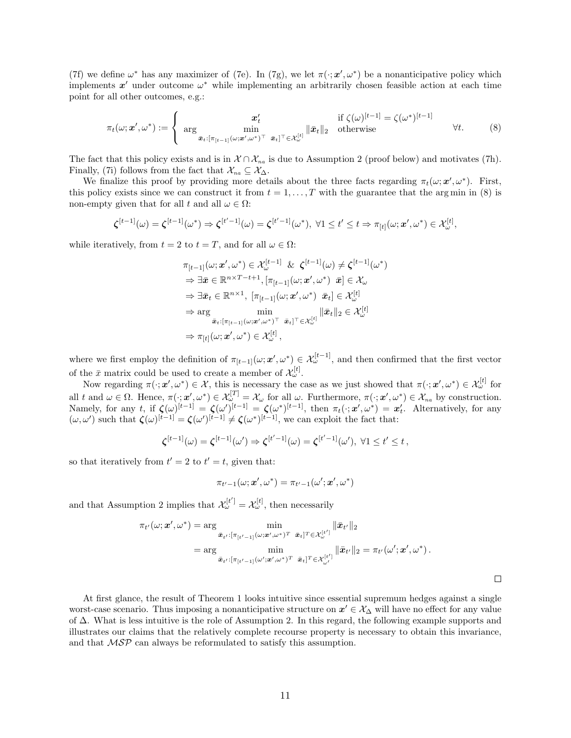(7f) we define $\omega^*$ has any maximizer of (7e). In (7g), we let $\pi(\cdot;\boldsymbol{x}',\omega^*)$ be a nonanticipative policy which implements $\boldsymbol{x}'$ under outcome $\omega^*$ while implementing an arbitrarily chosen feasible action at each time point for all other outcomes, e.g.:

$$
\pi_t(\omega;\boldsymbol{x}',\omega^*) := \begin{cases} \boldsymbol{x}'_t & \text{if } \zeta(\omega)^{[t-1]} = \zeta(\omega^*)^{[t-1]} \\ \arg\min\limits_{\bar{\boldsymbol{x}}_t:[\pi_{[t-1]}(\omega;\boldsymbol{x}',\omega^*)^\top \ \ \bar{\boldsymbol{x}}_t]^\top \in \mathcal{X}_\omega^{[t]}} \|\bar{\boldsymbol{x}}_t\|_2 & \text{otherwise} \end{cases} \quad \forall t. \tag{8}
$$

The fact that this policy exists and is in $\mathcal{X}\cap\mathcal{X}_{na}$ is due to Assumption 2 (proof below) and motivates (7h). Finally, (7i) follows from the fact that $\mathcal{X}_{na}\subseteq\mathcal{X}_\Delta$.

We finalize this proof by providing more details about the three facts regarding $\pi_t(\omega;\boldsymbol{x}',\omega^*)$. First, this policy exists since we can construct it from $t=1,\ldots,T$ with the guarantee that the arg min in (8) is non-empty given that for all $t$ and all $\omega\in\Omega$:

$$
\boldsymbol{\zeta}^{[t-1]}(\omega) = \boldsymbol{\zeta}^{[t-1]}(\omega^*) \Rightarrow \boldsymbol{\zeta}^{[t'-1]}(\omega) = \boldsymbol{\zeta}^{[t'-1]}(\omega^*),\ \forall 1\leq t'\leq t \Rightarrow \pi_{[t]}(\omega;\boldsymbol{x}',\omega^*)\in\mathcal{X}_\omega^{[t]},
$$

while iteratively, from $t=2$ to $t=T$, and for all $\omega\in\Omega$:

$$
\begin{aligned}
&\pi_{[t-1]}(\omega;\boldsymbol{x}',\omega^*)\in\mathcal{X}_\omega^{[t-1]} \ \ \& \ \ \boldsymbol{\zeta}^{[t-1]}(\omega)\neq\boldsymbol{\zeta}^{[t-1]}(\omega^*) \\
&\Rightarrow \exists\bar{\boldsymbol{x}}\in\mathbb{R}^{n\times T-t+1}, [\pi_{[t-1]}(\omega;\boldsymbol{x}',\omega^*) \ \ \bar{\boldsymbol{x}}]\in\mathcal{X}_\omega \\
&\Rightarrow \exists\bar{\boldsymbol{x}}_t\in\mathbb{R}^{n\times 1},\ [\pi_{[t-1]}(\omega;\boldsymbol{x}',\omega^*) \ \ \bar{\boldsymbol{x}}_t]\in\mathcal{X}_\omega^{[t]} \\
&\Rightarrow \arg\min_{\bar{\boldsymbol{x}}_t:[\pi_{[t-1]}(\omega;\boldsymbol{x}',\omega^*)^\top \ \ \bar{\boldsymbol{x}}_t]^\top\in\mathcal{X}_\omega^{[t]}} \|\bar{\boldsymbol{x}}_t\|_2 \in\mathcal{X}_\omega^{[t]} \\
&\Rightarrow \pi_{[t]}(\omega;\boldsymbol{x}',\omega^*)\in\mathcal{X}_\omega^{[t]},
\end{aligned}
$$

where we first employ the definition of $\pi_{[t-1]}(\omega;\boldsymbol{x}',\omega^*)\in\mathcal{X}_\omega^{[t-1]}$, and then confirmed that the first vector of the $\bar{x}$ matrix could be used to create a member of $\mathcal{X}_\omega^{[t]}$.

Now regarding $\pi(\cdot;\boldsymbol{x}',\omega^*)\in\mathcal{X}$, this is necessary the case as we just showed that $\pi(\cdot;\boldsymbol{x}',\omega^*)\in\mathcal{X}_\omega^{[t]}$ for all $t$ and $\omega\in\Omega$. Hence, $\pi(\cdot;\boldsymbol{x}',\omega^*)\in\mathcal{X}_\omega^{[T]}=\mathcal{X}_\omega$ for all $\omega$. Furthermore, $\pi(\cdot;\boldsymbol{x}',\omega^*)\in\mathcal{X}_{na}$ by construction. Namely, for any $t$, if $\boldsymbol{\zeta}(\omega)^{[t-1]}=\boldsymbol{\zeta}(\omega')^{[t-1]}=\boldsymbol{\zeta}(\omega^*)^{[t-1]}$, then $\pi_t(\cdot;\boldsymbol{x}',\omega^*)=\boldsymbol{x}'_t$. Alternatively, for any $(\omega,\omega')$ such that $\boldsymbol{\zeta}(\omega)^{[t-1]}=\boldsymbol{\zeta}(\omega')^{[t-1]}\neq\boldsymbol{\zeta}(\omega^*)^{[t-1]}$, we can exploit the fact that:

$$
\boldsymbol{\zeta}^{[t-1]}(\omega)=\boldsymbol{\zeta}^{[t-1]}(\omega')\Rightarrow\boldsymbol{\zeta}^{[t'-1]}(\omega)=\boldsymbol{\zeta}^{[t'-1]}(\omega'),\ \forall 1\leq t'\leq t\,,
$$

so that iteratively from $t'=2$ to $t'=t$, given that:

$$
\pi_{t'-1}(\omega;\boldsymbol{x}',\omega^*)=\pi_{t'-1}(\omega';\boldsymbol{x}',\omega^*)
$$

and that Assumption 2 implies that $\mathcal{X}_\omega^{[t']}=\mathcal{X}_\omega^{[t]}$, then necessarily

$$
\begin{aligned}
\pi_{t'}(\omega;\boldsymbol{x}',\omega^*) &= \arg\min_{\bar{\boldsymbol{x}}_{t'}:[\pi_{[t'-1]}(\omega;\boldsymbol{x}',\omega^*)^T \ \ \bar{\boldsymbol{x}}_t]^T\in\mathcal{X}_\omega^{[t']}} \|\bar{\boldsymbol{x}}_{t'}\|_2 \\
&= \arg\min_{\bar{\boldsymbol{x}}_{t'}:[\pi_{[t'-1]}(\omega';\boldsymbol{x}',\omega^*)^T \ \ \bar{\boldsymbol{x}}_t]^T\in\mathcal{X}_{\omega'}^{[t']}} \|\bar{\boldsymbol{x}}_{t'}\|_2 = \pi_{t'}(\omega';\boldsymbol{x}',\omega^*)\,.
\end{aligned}
$$

□

At first glance, the result of Theorem 1 looks intuitive since essential supremum hedges against a single worst-case scenario. Thus imposing a nonanticipative structure on $\boldsymbol{x}'\in\mathcal{X}_\Delta$ will have no effect for any value of $\Delta$. What is less intuitive is the role of Assumption 2. In this regard, the following example supports and illustrates our claims that the relatively complete recourse property is necessary to obtain this invariance, and that $\mathcal{MSP}$ can always be reformulated to satisfy this assumption.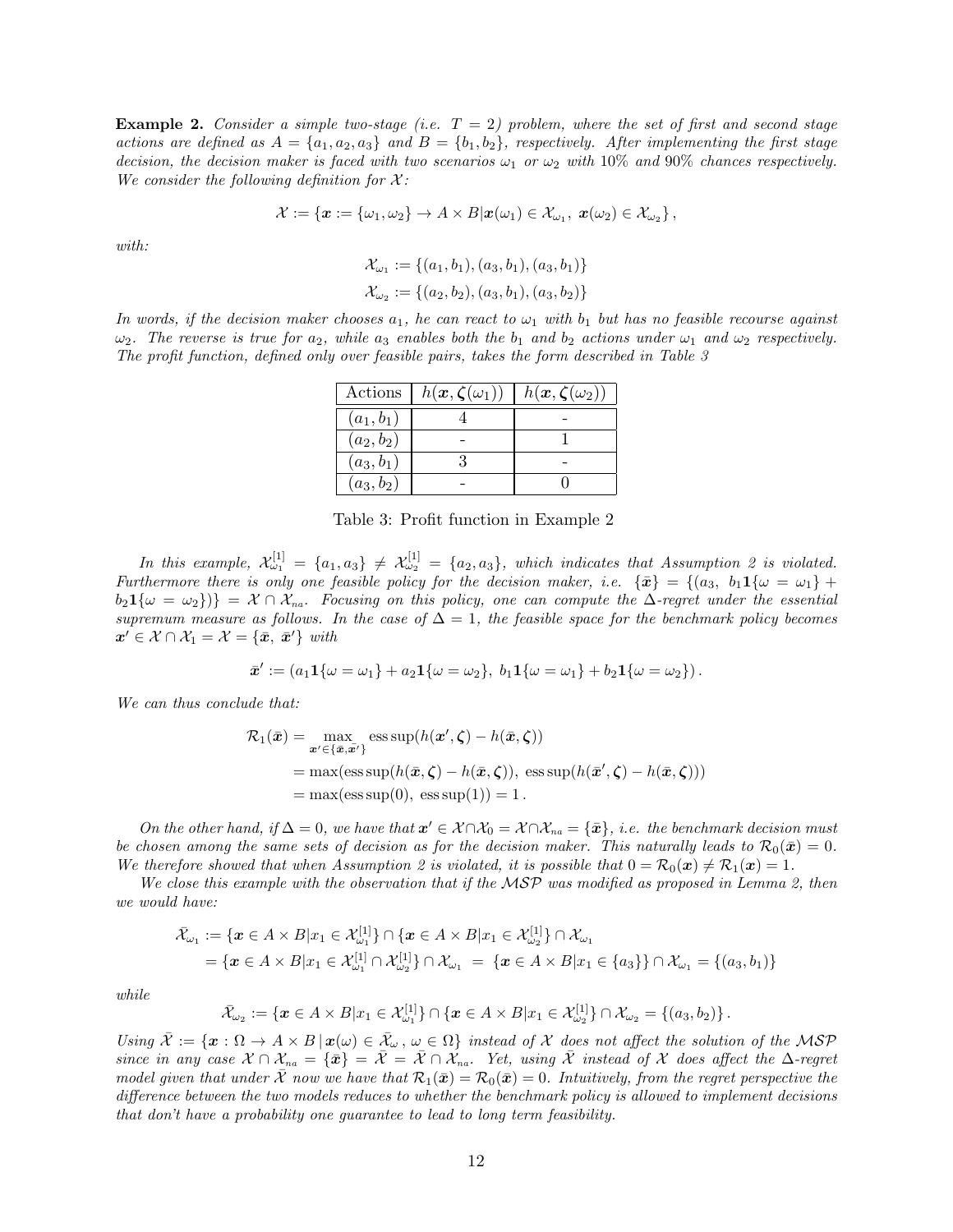**Example 2.** *Consider a simple two-stage (i.e. $T = 2$) problem, where the set of first and second stage actions are defined as $A = \{a_1, a_2, a_3\}$ and $B = \{b_1, b_2\}$, respectively. After implementing the first stage decision, the decision maker is faced with two scenarios $\omega_1$ or $\omega_2$ with 10% and 90% chances respectively. We consider the following definition for $\mathcal{X}$:*

$$\mathcal{X} := \{\boldsymbol{x} := \{\omega_1, \omega_2\} \to A \times B | \boldsymbol{x}(\omega_1) \in \mathcal{X}_{\omega_1},\ \boldsymbol{x}(\omega_2) \in \mathcal{X}_{\omega_2}\},$$

*with:*

$$\mathcal{X}_{\omega_1} := \{(a_1, b_1), (a_3, b_1), (a_3, b_1)\}$$

$$\mathcal{X}_{\omega_2} := \{(a_2, b_2), (a_3, b_1), (a_3, b_2)\}$$

*In words, if the decision maker chooses $a_1$, he can react to $\omega_1$ with $b_1$ but has no feasible recourse against $\omega_2$. The reverse is true for $a_2$, while $a_3$ enables both the $b_1$ and $b_2$ actions under $\omega_1$ and $\omega_2$ respectively. The profit function, defined only over feasible pairs, takes the form described in Table 3*

| Actions | $h(\boldsymbol{x}, \boldsymbol{\zeta}(\omega_1))$ | $h(\boldsymbol{x}, \boldsymbol{\zeta}(\omega_2))$ |
|---|---|---|
| $(a_1, b_1)$ | 4 | - |
| $(a_2, b_2)$ | - | 1 |
| $(a_3, b_1)$ | 3 | - |
| $(a_3, b_2)$ | - | 0 |

Table 3: Profit function in Example 2

*In this example, $\mathcal{X}^{[1]}_{\omega_1} = \{a_1, a_3\} \neq \mathcal{X}^{[1]}_{\omega_2} = \{a_2, a_3\}$, which indicates that Assumption 2 is violated. Furthermore there is only one feasible policy for the decision maker, i.e. $\{\bar{\boldsymbol{x}}\} = \{(a_3,\ b_1\mathbf{1}\{\omega = \omega_1\} + b_2\mathbf{1}\{\omega = \omega_2\})\} = \mathcal{X} \cap \mathcal{X}_{na}$. Focusing on this policy, one can compute the $\Delta$-regret under the essential supremum measure as follows. In the case of $\Delta = 1$, the feasible space for the benchmark policy becomes $\boldsymbol{x}' \in \mathcal{X} \cap \mathcal{X}_1 = \mathcal{X} = \{\bar{\boldsymbol{x}},\ \bar{\boldsymbol{x}}'\}$ with*

$$\bar{\boldsymbol{x}}' := (a_1\mathbf{1}\{\omega = \omega_1\} + a_2\mathbf{1}\{\omega = \omega_2\},\ b_1\mathbf{1}\{\omega = \omega_1\} + b_2\mathbf{1}\{\omega = \omega_2\}).$$

*We can thus conclude that:*

$$\begin{aligned}
\mathcal{R}_1(\bar{\boldsymbol{x}}) &= \max_{\boldsymbol{x}' \in \{\bar{\boldsymbol{x}}, \bar{\boldsymbol{x}}'\}} \operatorname{ess\,sup}(h(\boldsymbol{x}', \boldsymbol{\zeta}) - h(\bar{\boldsymbol{x}}, \boldsymbol{\zeta})) \\
&= \max(\operatorname{ess\,sup}(h(\bar{\boldsymbol{x}}, \boldsymbol{\zeta}) - h(\bar{\boldsymbol{x}}, \boldsymbol{\zeta})),\ \operatorname{ess\,sup}(h(\bar{\boldsymbol{x}}', \boldsymbol{\zeta}) - h(\bar{\boldsymbol{x}}, \boldsymbol{\zeta}))) \\
&= \max(\operatorname{ess\,sup}(0),\ \operatorname{ess\,sup}(1)) = 1\,.
\end{aligned}$$

*On the other hand, if $\Delta = 0$, we have that $\boldsymbol{x}' \in \mathcal{X} \cap \mathcal{X}_0 = \mathcal{X} \cap \mathcal{X}_{na} = \{\bar{\boldsymbol{x}}\}$, i.e. the benchmark decision must be chosen among the same sets of decision as for the decision maker. This naturally leads to $\mathcal{R}_0(\bar{\boldsymbol{x}}) = 0$. We therefore showed that when Assumption 2 is violated, it is possible that $0 = \mathcal{R}_0(\boldsymbol{x}) \neq \mathcal{R}_1(\boldsymbol{x}) = 1$.*

*We close this example with the observation that if the $\mathcal{MSP}$ was modified as proposed in Lemma 2, then we would have:*

$$\begin{aligned}
\bar{\mathcal{X}}_{\omega_1} &:= \{\boldsymbol{x} \in A \times B | x_1 \in \mathcal{X}^{[1]}_{\omega_1}\} \cap \{\boldsymbol{x} \in A \times B | x_1 \in \mathcal{X}^{[1]}_{\omega_2}\} \cap \mathcal{X}_{\omega_1} \\
&= \{\boldsymbol{x} \in A \times B | x_1 \in \mathcal{X}^{[1]}_{\omega_1} \cap \mathcal{X}^{[1]}_{\omega_2}\} \cap \mathcal{X}_{\omega_1} = \{\boldsymbol{x} \in A \times B | x_1 \in \{a_3\}\} \cap \mathcal{X}_{\omega_1} = \{(a_3, b_1)\}
\end{aligned}$$

*while*

$$\bar{\mathcal{X}}_{\omega_2} := \{\boldsymbol{x} \in A \times B | x_1 \in \mathcal{X}^{[1]}_{\omega_1}\} \cap \{\boldsymbol{x} \in A \times B | x_1 \in \mathcal{X}^{[1]}_{\omega_2}\} \cap \mathcal{X}_{\omega_2} = \{(a_3, b_2)\}\,.$$

*Using $\bar{\mathcal{X}} := \{\boldsymbol{x} : \Omega \to A \times B \,|\, \boldsymbol{x}(\omega) \in \bar{\mathcal{X}}_\omega,\ \omega \in \Omega\}$ instead of $\mathcal{X}$ does not affect the solution of the $\mathcal{MSP}$ since in any case $\mathcal{X} \cap \mathcal{X}_{na} = \{\bar{\boldsymbol{x}}\} = \bar{\mathcal{X}} = \bar{\mathcal{X}} \cap \mathcal{X}_{na}$. Yet, using $\bar{\mathcal{X}}$ instead of $\mathcal{X}$ does affect the $\Delta$-regret model given that under $\bar{\mathcal{X}}$ now we have that $\mathcal{R}_1(\bar{\boldsymbol{x}}) = \mathcal{R}_0(\bar{\boldsymbol{x}}) = 0$. Intuitively, from the regret perspective the difference between the two models reduces to whether the benchmark policy is allowed to implement decisions that don't have a probability one guarantee to lead to long term feasibility.*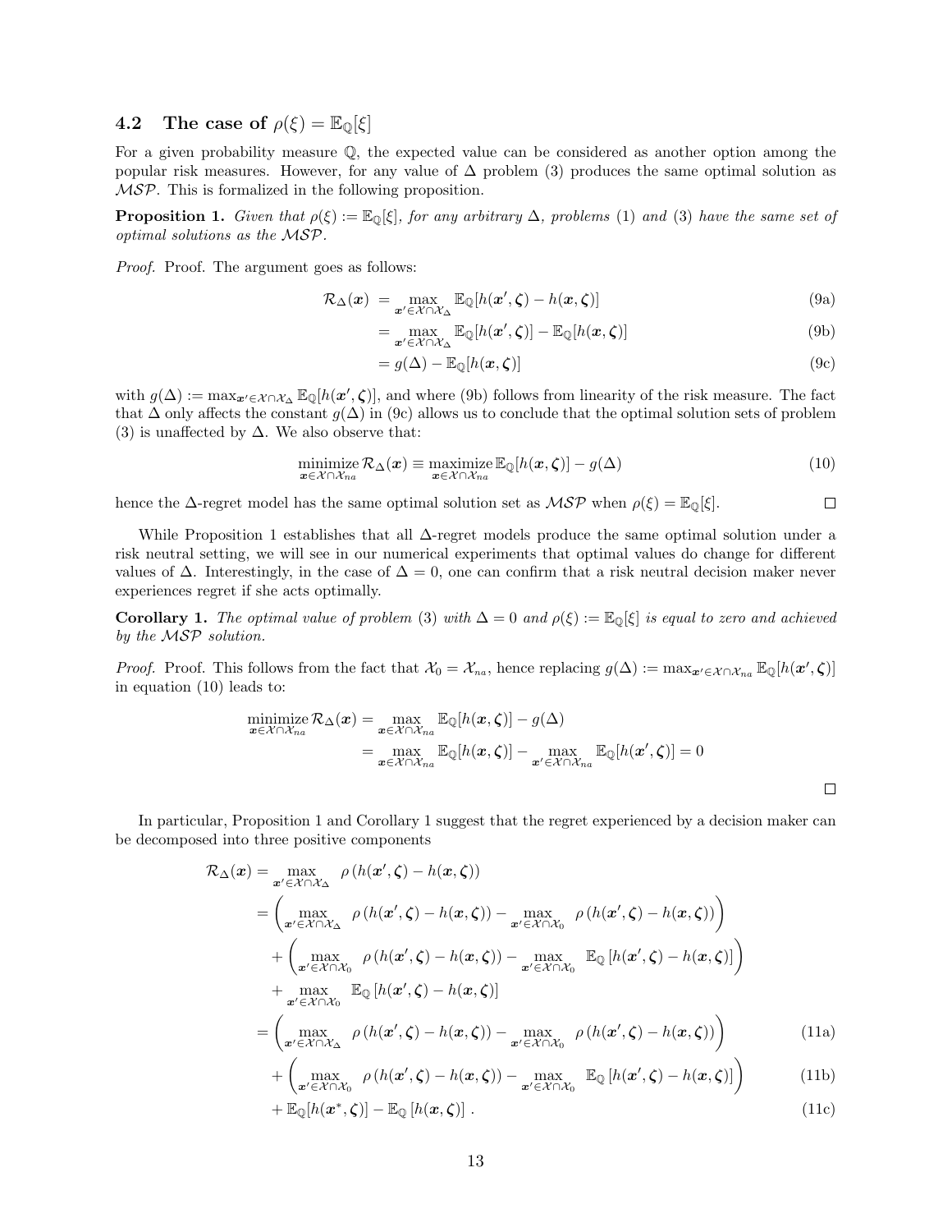### 4.2 The case of $\rho(\xi) = \mathbb{E}_{\mathbb{Q}}[\xi]$

For a given probability measure $\mathbb{Q}$, the expected value can be considered as another option among the popular risk measures. However, for any value of $\Delta$ problem (3) produces the same optimal solution as $\mathcal{MSP}$. This is formalized in the following proposition.

**Proposition 1.** *Given that $\rho(\xi) := \mathbb{E}_{\mathbb{Q}}[\xi]$, for any arbitrary $\Delta$, problems (1) and (3) have the same set of optimal solutions as the $\mathcal{MSP}$.*

*Proof.* Proof. The argument goes as follows:

$$\mathcal{R}_\Delta(\boldsymbol{x}) = \max_{\boldsymbol{x}' \in \mathcal{X} \cap \mathcal{X}_\Delta} \mathbb{E}_{\mathbb{Q}}[h(\boldsymbol{x}', \boldsymbol{\zeta}) - h(\boldsymbol{x}, \boldsymbol{\zeta})] \tag{9a}$$

$$= \max_{\boldsymbol{x}' \in \mathcal{X} \cap \mathcal{X}_\Delta} \mathbb{E}_{\mathbb{Q}}[h(\boldsymbol{x}', \boldsymbol{\zeta})] - \mathbb{E}_{\mathbb{Q}}[h(\boldsymbol{x}, \boldsymbol{\zeta})] \tag{9b}$$

$$= g(\Delta) - \mathbb{E}_{\mathbb{Q}}[h(\boldsymbol{x}, \boldsymbol{\zeta})] \tag{9c}$$

with $g(\Delta) := \max_{\boldsymbol{x}' \in \mathcal{X} \cap \mathcal{X}_\Delta} \mathbb{E}_{\mathbb{Q}}[h(\boldsymbol{x}', \boldsymbol{\zeta})]$, and where (9b) follows from linearity of the risk measure. The fact that $\Delta$ only affects the constant $g(\Delta)$ in (9c) allows us to conclude that the optimal solution sets of problem (3) is unaffected by $\Delta$. We also observe that:

$$\underset{\boldsymbol{x} \in \mathcal{X} \cap \mathcal{X}_{na}}{\text{minimize}}\, \mathcal{R}_\Delta(\boldsymbol{x}) \equiv \underset{\boldsymbol{x} \in \mathcal{X} \cap \mathcal{X}_{na}}{\text{maximize}}\, \mathbb{E}_{\mathbb{Q}}[h(\boldsymbol{x}, \boldsymbol{\zeta})] - g(\Delta) \tag{10}$$

hence the $\Delta$-regret model has the same optimal solution set as $\mathcal{MSP}$ when $\rho(\xi) = \mathbb{E}_{\mathbb{Q}}[\xi]$. □

While Proposition 1 establishes that all $\Delta$-regret models produce the same optimal solution under a risk neutral setting, we will see in our numerical experiments that optimal values do change for different values of $\Delta$. Interestingly, in the case of $\Delta = 0$, one can confirm that a risk neutral decision maker never experiences regret if she acts optimally.

**Corollary 1.** *The optimal value of problem (3) with $\Delta = 0$ and $\rho(\xi) := \mathbb{E}_{\mathbb{Q}}[\xi]$ is equal to zero and achieved by the $\mathcal{MSP}$ solution.*

*Proof.* Proof. This follows from the fact that $\mathcal{X}_0 = \mathcal{X}_{na}$, hence replacing $g(\Delta) := \max_{\boldsymbol{x}' \in \mathcal{X} \cap \mathcal{X}_{na}} \mathbb{E}_{\mathbb{Q}}[h(\boldsymbol{x}', \boldsymbol{\zeta})]$ in equation (10) leads to:

$$\begin{aligned}
\underset{\boldsymbol{x} \in \mathcal{X} \cap \mathcal{X}_{na}}{\text{minimize}}\, \mathcal{R}_\Delta(\boldsymbol{x}) &= \max_{\boldsymbol{x} \in \mathcal{X} \cap \mathcal{X}_{na}} \mathbb{E}_{\mathbb{Q}}[h(\boldsymbol{x}, \boldsymbol{\zeta})] - g(\Delta) \\
&= \max_{\boldsymbol{x} \in \mathcal{X} \cap \mathcal{X}_{na}} \mathbb{E}_{\mathbb{Q}}[h(\boldsymbol{x}, \boldsymbol{\zeta})] - \max_{\boldsymbol{x}' \in \mathcal{X} \cap \mathcal{X}_{na}} \mathbb{E}_{\mathbb{Q}}[h(\boldsymbol{x}', \boldsymbol{\zeta})] = 0
\end{aligned}$$

□

In particular, Proposition 1 and Corollary 1 suggest that the regret experienced by a decision maker can be decomposed into three positive components

$$\begin{aligned}
\mathcal{R}_\Delta(\boldsymbol{x}) &= \max_{\boldsymbol{x}' \in \mathcal{X} \cap \mathcal{X}_\Delta} \rho\left(h(\boldsymbol{x}', \boldsymbol{\zeta}) - h(\boldsymbol{x}, \boldsymbol{\zeta})\right) \\
&= \left( \max_{\boldsymbol{x}' \in \mathcal{X} \cap \mathcal{X}_\Delta} \rho\left(h(\boldsymbol{x}', \boldsymbol{\zeta}) - h(\boldsymbol{x}, \boldsymbol{\zeta})\right) - \max_{\boldsymbol{x}' \in \mathcal{X} \cap \mathcal{X}_0} \rho\left(h(\boldsymbol{x}', \boldsymbol{\zeta}) - h(\boldsymbol{x}, \boldsymbol{\zeta})\right) \right) \\
&\quad + \left( \max_{\boldsymbol{x}' \in \mathcal{X} \cap \mathcal{X}_0} \rho\left(h(\boldsymbol{x}', \boldsymbol{\zeta}) - h(\boldsymbol{x}, \boldsymbol{\zeta})\right) - \max_{\boldsymbol{x}' \in \mathcal{X} \cap \mathcal{X}_0} \mathbb{E}_{\mathbb{Q}}\left[h(\boldsymbol{x}', \boldsymbol{\zeta}) - h(\boldsymbol{x}, \boldsymbol{\zeta})\right] \right) \\
&\quad + \max_{\boldsymbol{x}' \in \mathcal{X} \cap \mathcal{X}_0} \mathbb{E}_{\mathbb{Q}}\left[h(\boldsymbol{x}', \boldsymbol{\zeta}) - h(\boldsymbol{x}, \boldsymbol{\zeta})\right] \\
&= \left( \max_{\boldsymbol{x}' \in \mathcal{X} \cap \mathcal{X}_\Delta} \rho\left(h(\boldsymbol{x}', \boldsymbol{\zeta}) - h(\boldsymbol{x}, \boldsymbol{\zeta})\right) - \max_{\boldsymbol{x}' \in \mathcal{X} \cap \mathcal{X}_0} \rho\left(h(\boldsymbol{x}', \boldsymbol{\zeta}) - h(\boldsymbol{x}, \boldsymbol{\zeta})\right) \right) && \text{(11a)} \\
&\quad + \left( \max_{\boldsymbol{x}' \in \mathcal{X} \cap \mathcal{X}_0} \rho\left(h(\boldsymbol{x}', \boldsymbol{\zeta}) - h(\boldsymbol{x}, \boldsymbol{\zeta})\right) - \max_{\boldsymbol{x}' \in \mathcal{X} \cap \mathcal{X}_0} \mathbb{E}_{\mathbb{Q}}\left[h(\boldsymbol{x}', \boldsymbol{\zeta}) - h(\boldsymbol{x}, \boldsymbol{\zeta})\right] \right) && \text{(11b)} \\
&\quad + \mathbb{E}_{\mathbb{Q}}[h(\boldsymbol{x}^*, \boldsymbol{\zeta})] - \mathbb{E}_{\mathbb{Q}}\left[h(\boldsymbol{x}, \boldsymbol{\zeta})\right]. && \text{(11c)}
\end{aligned}$$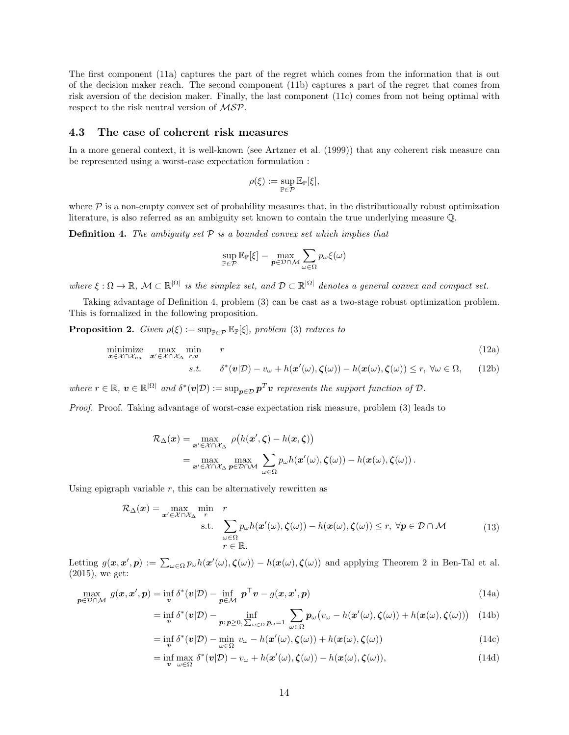The first component (11a) captures the part of the regret which comes from the information that is out of the decision maker reach. The second component (11b) captures a part of the regret that comes from risk aversion of the decision maker. Finally, the last component (11c) comes from not being optimal with respect to the risk neutral version of $\mathcal{MSP}$.

### 4.3 The case of coherent risk measures

In a more general context, it is well-known (see Artzner et al. (1999)) that any coherent risk measure can be represented using a worst-case expectation formulation :

$$\rho(\xi) := \sup_{\mathbb{P}\in\mathcal{P}} \mathbb{E}_{\mathbb{P}}[\xi],$$

where $\mathcal{P}$ is a non-empty convex set of probability measures that, in the distributionally robust optimization literature, is also referred as an ambiguity set known to contain the true underlying measure $\mathbb{Q}$.

**Definition 4.** *The ambiguity set $\mathcal{P}$ is a bounded convex set which implies that*

$$\sup_{\mathbb{P}\in\mathcal{P}} \mathbb{E}_{\mathbb{P}}[\xi] = \max_{\boldsymbol{p}\in\mathcal{D}\cap\mathcal{M}} \sum_{\omega\in\Omega} p_\omega \xi(\omega)$$

*where $\xi : \Omega \to \mathbb{R}$, $\mathcal{M} \subset \mathbb{R}^{|\Omega|}$ is the simplex set, and $\mathcal{D} \subset \mathbb{R}^{|\Omega|}$ denotes a general convex and compact set.*

Taking advantage of Definition 4, problem (3) can be cast as a two-stage robust optimization problem. This is formalized in the following proposition.

**Proposition 2.** *Given $\rho(\xi) := \sup_{\mathbb{P}\in\mathcal{P}} \mathbb{E}_{\mathbb{P}}[\xi]$, problem (3) reduces to*

$$\underset{\boldsymbol{x}\in\mathcal{X}\cap\mathcal{X}_{na}}{\text{minimize}} \ \max_{\boldsymbol{x}'\in\mathcal{X}\cap\mathcal{X}_\Delta} \ \min_{r,\boldsymbol{v}} \quad r \tag{12a}$$

$$s.t. \quad \delta^*(\boldsymbol{v}|\mathcal{D}) - v_\omega + h(\boldsymbol{x}'(\omega), \boldsymbol{\zeta}(\omega)) - h(\boldsymbol{x}(\omega), \boldsymbol{\zeta}(\omega)) \le r, \ \forall \omega \in \Omega, \tag{12b}$$

*where $r \in \mathbb{R}$, $\boldsymbol{v} \in \mathbb{R}^{|\Omega|}$ and $\delta^*(\boldsymbol{v}|\mathcal{D}) := \sup_{\boldsymbol{p}\in\mathcal{D}} \boldsymbol{p}^T \boldsymbol{v}$ represents the support function of $\mathcal{D}$.*

*Proof.* Proof. Taking advantage of worst-case expectation risk measure, problem (3) leads to

$$\begin{aligned}
\mathcal{R}_\Delta(\boldsymbol{x}) &= \max_{\boldsymbol{x}'\in\mathcal{X}\cap\mathcal{X}_\Delta} \ \rho\big(h(\boldsymbol{x}', \boldsymbol{\zeta}) - h(\boldsymbol{x}, \boldsymbol{\zeta})\big) \\
&= \max_{\boldsymbol{x}'\in\mathcal{X}\cap\mathcal{X}_\Delta} \max_{\boldsymbol{p}\in\mathcal{D}\cap\mathcal{M}} \sum_{\omega\in\Omega} p_\omega h(\boldsymbol{x}'(\omega), \boldsymbol{\zeta}(\omega)) - h(\boldsymbol{x}(\omega), \boldsymbol{\zeta}(\omega))\,.
\end{aligned}$$

Using epigraph variable $r$, this can be alternatively rewritten as

$$\begin{aligned}
\mathcal{R}_\Delta(\boldsymbol{x}) = \max_{\boldsymbol{x}'\in\mathcal{X}\cap\mathcal{X}_\Delta} \ \min_{r} \quad & r \\
\text{s.t.} \quad & \sum_{\omega\in\Omega} p_\omega h(\boldsymbol{x}'(\omega), \boldsymbol{\zeta}(\omega)) - h(\boldsymbol{x}(\omega), \boldsymbol{\zeta}(\omega)) \le r, \ \forall \boldsymbol{p} \in \mathcal{D}\cap\mathcal{M} \\
& r \in \mathbb{R}.
\end{aligned} \tag{13}$$

Letting $g(\boldsymbol{x}, \boldsymbol{x}', \boldsymbol{p}) := \sum_{\omega\in\Omega} p_\omega h(\boldsymbol{x}'(\omega), \boldsymbol{\zeta}(\omega)) - h(\boldsymbol{x}(\omega), \boldsymbol{\zeta}(\omega))$ and applying Theorem 2 in Ben-Tal et al. (2015), we get:

$$\max_{\boldsymbol{p}\in\mathcal{D}\cap\mathcal{M}} \ g(\boldsymbol{x}, \boldsymbol{x}', \boldsymbol{p}) = \inf_{\boldsymbol{v}} \delta^*(\boldsymbol{v}|\mathcal{D}) - \inf_{\boldsymbol{p}\in\mathcal{M}} \ \boldsymbol{p}^\top \boldsymbol{v} - g(\boldsymbol{x}, \boldsymbol{x}', \boldsymbol{p}) \tag{14a}$$

$$= \inf_{\boldsymbol{v}} \delta^*(\boldsymbol{v}|\mathcal{D}) - \inf_{\boldsymbol{p}:\, \boldsymbol{p}\ge 0,\, \sum_{\omega\in\Omega} \boldsymbol{p}_\omega = 1} \ \sum_{\omega\in\Omega} \boldsymbol{p}_\omega \big(v_\omega - h(\boldsymbol{x}'(\omega), \boldsymbol{\zeta}(\omega)) + h(\boldsymbol{x}(\omega), \boldsymbol{\zeta}(\omega))\big) \tag{14b}$$

$$= \inf_{\boldsymbol{v}} \delta^*(\boldsymbol{v}|\mathcal{D}) - \min_{\omega\in\Omega} \ v_\omega - h(\boldsymbol{x}'(\omega), \boldsymbol{\zeta}(\omega)) + h(\boldsymbol{x}(\omega), \boldsymbol{\zeta}(\omega)) \tag{14c}$$

$$= \inf_{\boldsymbol{v}} \max_{\omega\in\Omega} \ \delta^*(\boldsymbol{v}|\mathcal{D}) - v_\omega + h(\boldsymbol{x}'(\omega), \boldsymbol{\zeta}(\omega)) - h(\boldsymbol{x}(\omega), \boldsymbol{\zeta}(\omega)), \tag{14d}$$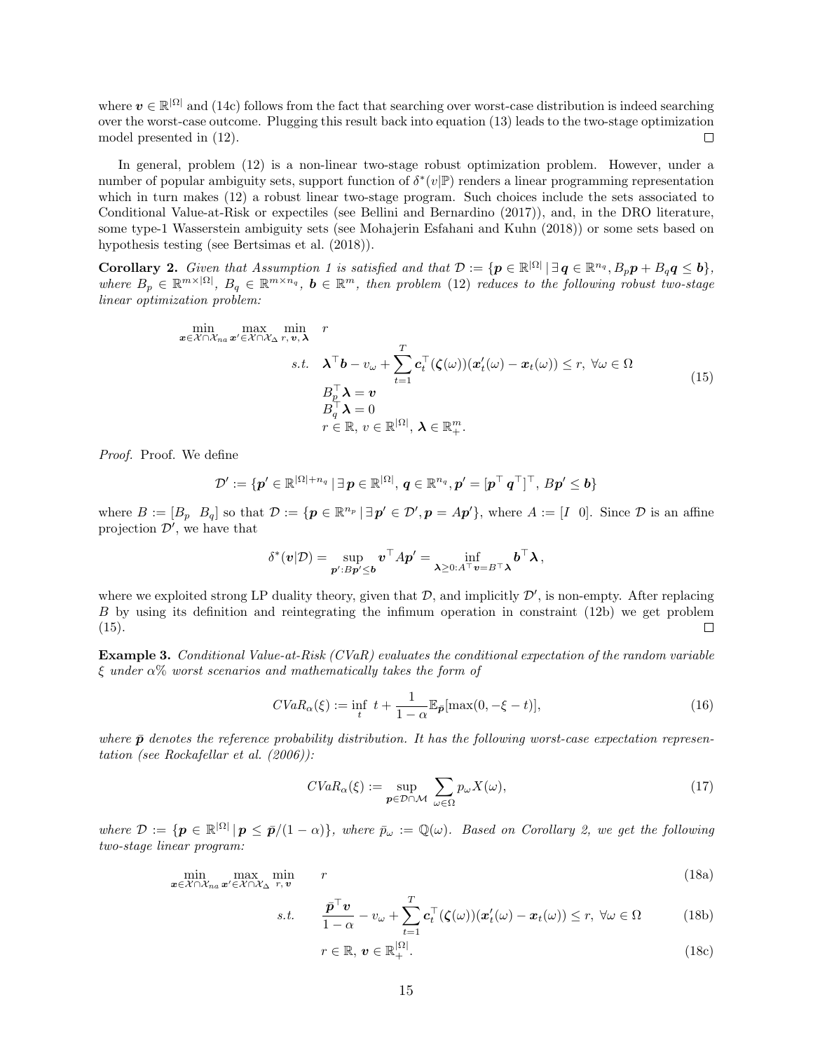where $\boldsymbol{v} \in \mathbb{R}^{|\Omega|}$ and (14c) follows from the fact that searching over worst-case distribution is indeed searching over the worst-case outcome. Plugging this result back into equation (13) leads to the two-stage optimization model presented in (12). □

In general, problem (12) is a non-linear two-stage robust optimization problem. However, under a number of popular ambiguity sets, support function of $\delta^*(v|\mathbb{P})$ renders a linear programming representation which in turn makes (12) a robust linear two-stage program. Such choices include the sets associated to Conditional Value-at-Risk or expectiles (see Bellini and Bernardino (2017)), and, in the DRO literature, some type-1 Wasserstein ambiguity sets (see Mohajerin Esfahani and Kuhn (2018)) or some sets based on hypothesis testing (see Bertsimas et al. (2018)).

**Corollary 2.** *Given that Assumption 1 is satisfied and that $\mathcal{D} := \{\boldsymbol{p} \in \mathbb{R}^{|\Omega|} \,|\, \exists\, \boldsymbol{q} \in \mathbb{R}^{n_q}, B_p \boldsymbol{p} + B_q \boldsymbol{q} \leq \boldsymbol{b}\}$, where $B_p \in \mathbb{R}^{m \times |\Omega|}$, $B_q \in \mathbb{R}^{m \times n_q}$, $\boldsymbol{b} \in \mathbb{R}^m$, then problem (12) reduces to the following robust two-stage linear optimization problem:*

$$
\begin{aligned}
\min_{\boldsymbol{x} \in \mathcal{X} \cap \mathcal{X}_{na}} \max_{\boldsymbol{x}' \in \mathcal{X} \cap \mathcal{X}_{\Delta}} \min_{r,\, \boldsymbol{v},\, \boldsymbol{\lambda}} \quad & r \\
\text{s.t.} \quad & \boldsymbol{\lambda}^\top \boldsymbol{b} - v_\omega + \sum_{t=1}^{T} \boldsymbol{c}_t^\top(\boldsymbol{\zeta}(\omega))(\boldsymbol{x}_t'(\omega) - \boldsymbol{x}_t(\omega)) \leq r, \ \forall \omega \in \Omega \\
& B_p^\top \boldsymbol{\lambda} = \boldsymbol{v} \\
& B_q^\top \boldsymbol{\lambda} = 0 \\
& r \in \mathbb{R},\ v \in \mathbb{R}^{|\Omega|},\ \boldsymbol{\lambda} \in \mathbb{R}_+^m.
\end{aligned}
\tag{15}
$$

*Proof.* Proof. We define

$$
\mathcal{D}' := \{\boldsymbol{p}' \in \mathbb{R}^{|\Omega| + n_q} \,|\, \exists\, \boldsymbol{p} \in \mathbb{R}^{|\Omega|},\ \boldsymbol{q} \in \mathbb{R}^{n_q}, \boldsymbol{p}' = [\boldsymbol{p}^\top\ \boldsymbol{q}^\top]^\top,\ B\boldsymbol{p}' \leq \boldsymbol{b}\}
$$

where $B := [B_p \ \ B_q]$ so that $\mathcal{D} := \{\boldsymbol{p} \in \mathbb{R}^{n_p} \,|\, \exists\, \boldsymbol{p}' \in \mathcal{D}', \boldsymbol{p} = A\boldsymbol{p}'\}$, where $A := [I \ \ 0]$. Since $\mathcal{D}$ is an affine projection $\mathcal{D}'$, we have that

$$
\delta^*(\boldsymbol{v}|\mathcal{D}) = \sup_{\boldsymbol{p}' : B\boldsymbol{p}' \leq \boldsymbol{b}} \boldsymbol{v}^\top A \boldsymbol{p}' = \inf_{\boldsymbol{\lambda} \geq 0 : A^\top \boldsymbol{v} = B^\top \boldsymbol{\lambda}} \boldsymbol{b}^\top \boldsymbol{\lambda},
$$

where we exploited strong LP duality theory, given that $\mathcal{D}$, and implicitly $\mathcal{D}'$, is non-empty. After replacing $B$ by using its definition and reintegrating the infimum operation in constraint (12b) we get problem (15). □

**Example 3.** *Conditional Value-at-Risk (CVaR) evaluates the conditional expectation of the random variable $\xi$ under $\alpha\%$ worst scenarios and mathematically takes the form of*

$$
CVaR_\alpha(\xi) := \inf_t \ t + \frac{1}{1-\alpha} \mathbb{E}_{\bar{\boldsymbol{p}}}[\max(0, -\xi - t)],
\tag{16}
$$

*where $\bar{\boldsymbol{p}}$ denotes the reference probability distribution. It has the following worst-case expectation representation (see Rockafellar et al. (2006)):*

$$
CVaR_\alpha(\xi) := \sup_{\boldsymbol{p} \in \mathcal{D} \cap \mathcal{M}} \sum_{\omega \in \Omega} p_\omega X(\omega),
\tag{17}
$$

*where $\mathcal{D} := \{\boldsymbol{p} \in \mathbb{R}^{|\Omega|} \,|\, \boldsymbol{p} \leq \bar{\boldsymbol{p}}/(1-\alpha)\}$, where $\bar{p}_\omega := \mathbb{Q}(\omega)$. Based on Corollary 2, we get the following two-stage linear program:*

$$
\min_{\boldsymbol{x} \in \mathcal{X} \cap \mathcal{X}_{na}} \max_{\boldsymbol{x}' \in \mathcal{X} \cap \mathcal{X}_{\Delta}} \min_{r,\, \boldsymbol{v}} \quad r
\tag{18a}
$$

$$
\text{s.t.} \quad \frac{\bar{\boldsymbol{p}}^\top \boldsymbol{v}}{1-\alpha} - v_\omega + \sum_{t=1}^{T} \boldsymbol{c}_t^\top(\boldsymbol{\zeta}(\omega))(\boldsymbol{x}_t'(\omega) - \boldsymbol{x}_t(\omega)) \leq r, \ \forall \omega \in \Omega
\tag{18b}
$$

$$
r \in \mathbb{R},\ \boldsymbol{v} \in \mathbb{R}_+^{|\Omega|}.
\tag{18c}
$$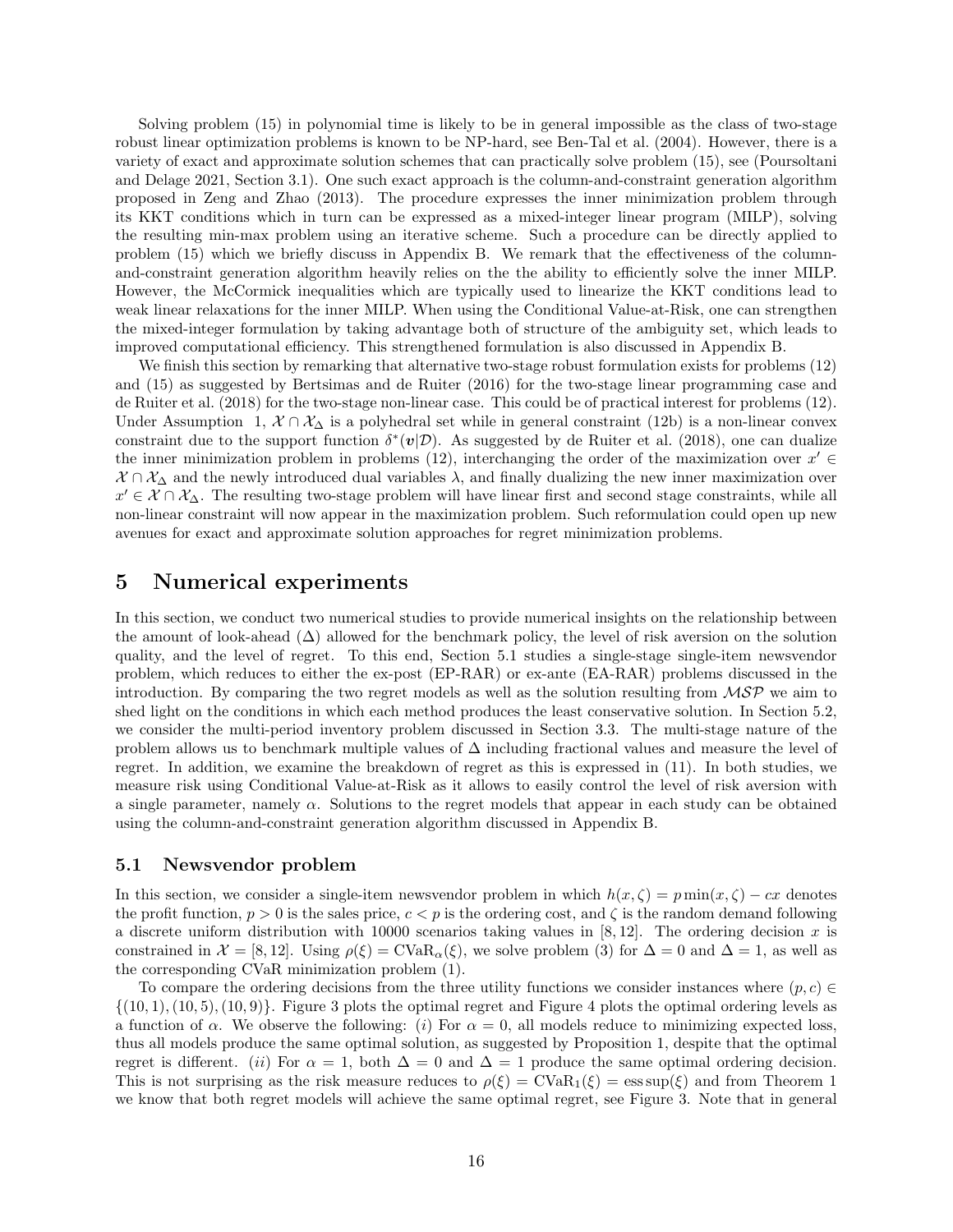Solving problem (15) in polynomial time is likely to be in general impossible as the class of two-stage robust linear optimization problems is known to be NP-hard, see Ben-Tal et al. (2004). However, there is a variety of exact and approximate solution schemes that can practically solve problem (15), see (Poursoltani and Delage 2021, Section 3.1). One such exact approach is the column-and-constraint generation algorithm proposed in Zeng and Zhao (2013). The procedure expresses the inner minimization problem through its KKT conditions which in turn can be expressed as a mixed-integer linear program (MILP), solving the resulting min-max problem using an iterative scheme. Such a procedure can be directly applied to problem (15) which we briefly discuss in Appendix B. We remark that the effectiveness of the column-and-constraint generation algorithm heavily relies on the the ability to efficiently solve the inner MILP. However, the McCormick inequalities which are typically used to linearize the KKT conditions lead to weak linear relaxations for the inner MILP. When using the Conditional Value-at-Risk, one can strengthen the mixed-integer formulation by taking advantage both of structure of the ambiguity set, which leads to improved computational efficiency. This strengthened formulation is also discussed in Appendix B.

We finish this section by remarking that alternative two-stage robust formulation exists for problems (12) and (15) as suggested by Bertsimas and de Ruiter (2016) for the two-stage linear programming case and de Ruiter et al. (2018) for the two-stage non-linear case. This could be of practical interest for problems (12). Under Assumption 1, $\mathcal{X} \cap \mathcal{X}_\Delta$ is a polyhedral set while in general constraint (12b) is a non-linear convex constraint due to the support function $\delta^*(\boldsymbol{v}|\mathcal{D})$. As suggested by de Ruiter et al. (2018), one can dualize the inner minimization problem in problems (12), interchanging the order of the maximization over $x' \in \mathcal{X} \cap \mathcal{X}_\Delta$ and the newly introduced dual variables $\lambda$, and finally dualizing the new inner maximization over $x' \in \mathcal{X} \cap \mathcal{X}_\Delta$. The resulting two-stage problem will have linear first and second stage constraints, while all non-linear constraint will now appear in the maximization problem. Such reformulation could open up new avenues for exact and approximate solution approaches for regret minimization problems.

# 5 Numerical experiments

In this section, we conduct two numerical studies to provide numerical insights on the relationship between the amount of look-ahead ($\Delta$) allowed for the benchmark policy, the level of risk aversion on the solution quality, and the level of regret. To this end, Section 5.1 studies a single-stage single-item newsvendor problem, which reduces to either the ex-post (EP-RAR) or ex-ante (EA-RAR) problems discussed in the introduction. By comparing the two regret models as well as the solution resulting from $\mathcal{MSP}$ we aim to shed light on the conditions in which each method produces the least conservative solution. In Section 5.2, we consider the multi-period inventory problem discussed in Section 3.3. The multi-stage nature of the problem allows us to benchmark multiple values of $\Delta$ including fractional values and measure the level of regret. In addition, we examine the breakdown of regret as this is expressed in (11). In both studies, we measure risk using Conditional Value-at-Risk as it allows to easily control the level of risk aversion with a single parameter, namely $\alpha$. Solutions to the regret models that appear in each study can be obtained using the column-and-constraint generation algorithm discussed in Appendix B.

## 5.1 Newsvendor problem

In this section, we consider a single-item newsvendor problem in which $h(x, \zeta) = p \min(x, \zeta) - cx$ denotes the profit function, $p > 0$ is the sales price, $c < p$ is the ordering cost, and $\zeta$ is the random demand following a discrete uniform distribution with 10000 scenarios taking values in $[8, 12]$. The ordering decision $x$ is constrained in $\mathcal{X} = [8, 12]$. Using $\rho(\xi) = \mathrm{CVaR}_\alpha(\xi)$, we solve problem (3) for $\Delta = 0$ and $\Delta = 1$, as well as the corresponding CVaR minimization problem (1).

To compare the ordering decisions from the three utility functions we consider instances where $(p, c) \in \{(10, 1), (10, 5), (10, 9)\}$. Figure 3 plots the optimal regret and Figure 4 plots the optimal ordering levels as a function of $\alpha$. We observe the following: (*i*) For $\alpha = 0$, all models reduce to minimizing expected loss, thus all models produce the same optimal solution, as suggested by Proposition 1, despite that the optimal regret is different. (*ii*) For $\alpha = 1$, both $\Delta = 0$ and $\Delta = 1$ produce the same optimal ordering decision. This is not surprising as the risk measure reduces to $\rho(\xi) = \mathrm{CVaR}_1(\xi) = \operatorname{ess\,sup}(\xi)$ and from Theorem 1 we know that both regret models will achieve the same optimal regret, see Figure 3. Note that in general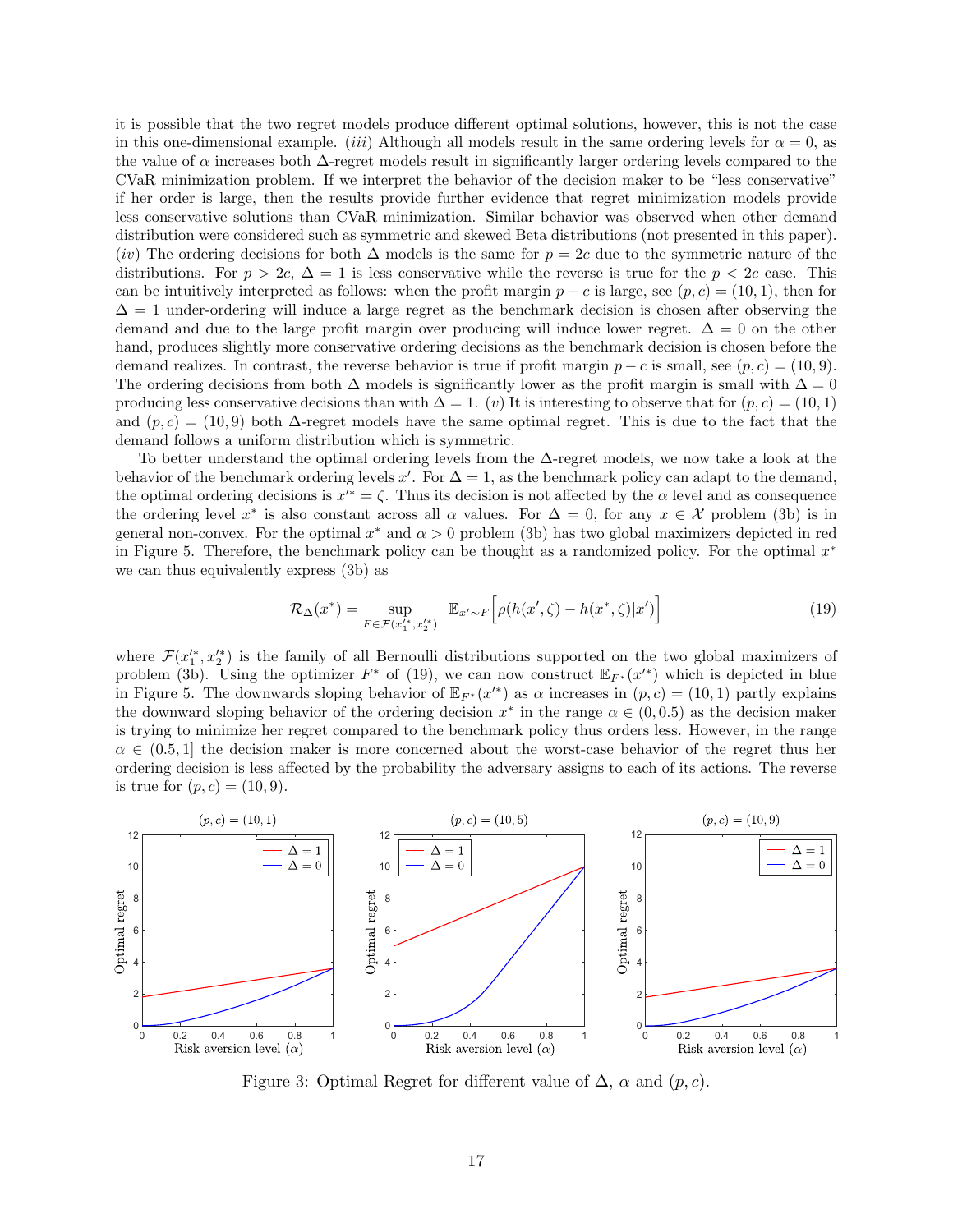it is possible that the two regret models produce different optimal solutions, however, this is not the case in this one-dimensional example. (*iii*) Although all models result in the same ordering levels for $\alpha = 0$, as the value of $\alpha$ increases both $\Delta$-regret models result in significantly larger ordering levels compared to the CVaR minimization problem. If we interpret the behavior of the decision maker to be "less conservative" if her order is large, then the results provide further evidence that regret minimization models provide less conservative solutions than CVaR minimization. Similar behavior was observed when other demand distribution were considered such as symmetric and skewed Beta distributions (not presented in this paper). (*iv*) The ordering decisions for both $\Delta$ models is the same for $p = 2c$ due to the symmetric nature of the distributions. For $p > 2c$, $\Delta = 1$ is less conservative while the reverse is true for the $p < 2c$ case. This can be intuitively interpreted as follows: when the profit margin $p - c$ is large, see $(p, c) = (10, 1)$, then for $\Delta = 1$ under-ordering will induce a large regret as the benchmark decision is chosen after observing the demand and due to the large profit margin over producing will induce lower regret. $\Delta = 0$ on the other hand, produces slightly more conservative ordering decisions as the benchmark decision is chosen before the demand realizes. In contrast, the reverse behavior is true if profit margin $p - c$ is small, see $(p, c) = (10, 9)$. The ordering decisions from both $\Delta$ models is significantly lower as the profit margin is small with $\Delta = 0$ producing less conservative decisions than with $\Delta = 1$. (*v*) It is interesting to observe that for $(p, c) = (10, 1)$ and $(p, c) = (10, 9)$ both $\Delta$-regret models have the same optimal regret. This is due to the fact that the demand follows a uniform distribution which is symmetric.

To better understand the optimal ordering levels from the $\Delta$-regret models, we now take a look at the behavior of the benchmark ordering levels $x'$. For $\Delta = 1$, as the benchmark policy can adapt to the demand, the optimal ordering decisions is $x'^* = \zeta$. Thus its decision is not affected by the $\alpha$ level and as consequence the ordering level $x^*$ is also constant across all $\alpha$ values. For $\Delta = 0$, for any $x \in \mathcal{X}$ problem (3b) is in general non-convex. For the optimal $x^*$ and $\alpha > 0$ problem (3b) has two global maximizers depicted in red in Figure 5. Therefore, the benchmark policy can be thought as a randomized policy. For the optimal $x^*$ we can thus equivalently express (3b) as

$$\mathcal{R}_\Delta(x^*) = \sup_{F \in \mathcal{F}(x_1'^*, x_2'^*)} \mathbb{E}_{x' \sim F}\Big[\rho(h(x', \zeta) - h(x^*, \zeta)|x')\Big] \tag{19}$$

where $\mathcal{F}(x_1'^*, x_2'^*)$ is the family of all Bernoulli distributions supported on the two global maximizers of problem (3b). Using the optimizer $F^*$ of (19), we can now construct $\mathbb{E}_{F^*}(x'^*)$ which is depicted in blue in Figure 5. The downwards sloping behavior of $\mathbb{E}_{F^*}(x'^*)$ as $\alpha$ increases in $(p, c) = (10, 1)$ partly explains the downward sloping behavior of the ordering decision $x^*$ in the range $\alpha \in (0, 0.5)$ as the decision maker is trying to minimize her regret compared to the benchmark policy thus orders less. However, in the range $\alpha \in (0.5, 1]$ the decision maker is more concerned about the worst-case behavior of the regret thus her ordering decision is less affected by the probability the adversary assigns to each of its actions. The reverse is true for $(p, c) = (10, 9)$.

Figure 3: Optimal Regret for different value of $\Delta$, $\alpha$ and $(p, c)$.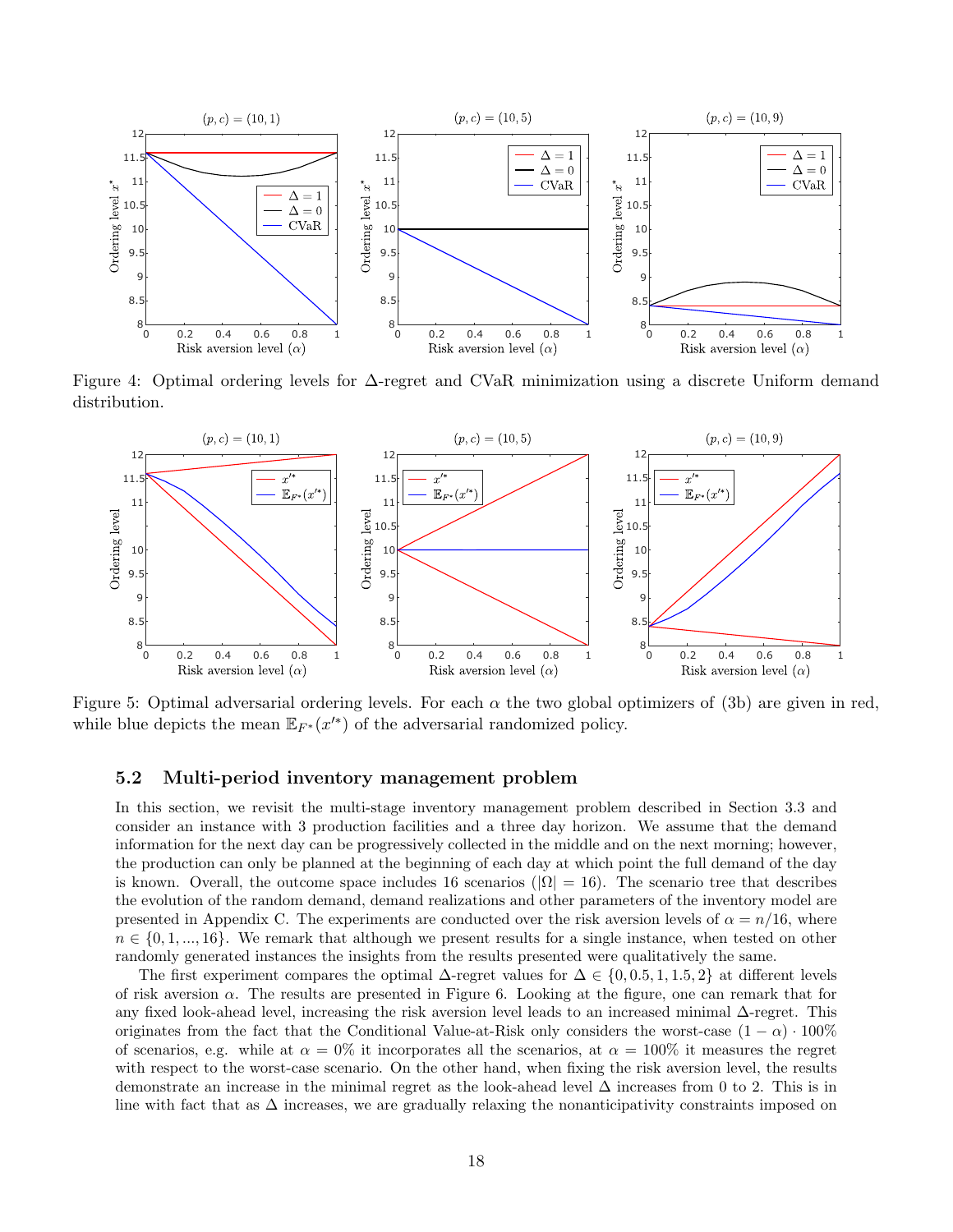Figure 4: Optimal ordering levels for Δ-regret and CVaR minimization using a discrete Uniform demand distribution.

Figure 5: Optimal adversarial ordering levels. For each $\alpha$ the two global optimizers of (3b) are given in red, while blue depicts the mean $\mathbb{E}_{F^*}(x'^*)$ of the adversarial randomized policy.

### 5.2 Multi-period inventory management problem

In this section, we revisit the multi-stage inventory management problem described in Section 3.3 and consider an instance with 3 production facilities and a three day horizon. We assume that the demand information for the next day can be progressively collected in the middle and on the next morning; however, the production can only be planned at the beginning of each day at which point the full demand of the day is known. Overall, the outcome space includes 16 scenarios ($|\Omega| = 16$). The scenario tree that describes the evolution of the random demand, demand realizations and other parameters of the inventory model are presented in Appendix C. The experiments are conducted over the risk aversion levels of $\alpha = n/16$, where $n \in \{0, 1, ..., 16\}$. We remark that although we present results for a single instance, when tested on other randomly generated instances the insights from the results presented were qualitatively the same.

The first experiment compares the optimal Δ-regret values for $\Delta \in \{0, 0.5, 1, 1.5, 2\}$ at different levels of risk aversion $\alpha$. The results are presented in Figure 6. Looking at the figure, one can remark that for any fixed look-ahead level, increasing the risk aversion level leads to an increased minimal Δ-regret. This originates from the fact that the Conditional Value-at-Risk only considers the worst-case $(1 - \alpha) \cdot 100\%$ of scenarios, e.g. while at $\alpha = 0\%$ it incorporates all the scenarios, at $\alpha = 100\%$ it measures the regret with respect to the worst-case scenario. On the other hand, when fixing the risk aversion level, the results demonstrate an increase in the minimal regret as the look-ahead level Δ increases from 0 to 2. This is in line with fact that as Δ increases, we are gradually relaxing the nonanticipativity constraints imposed on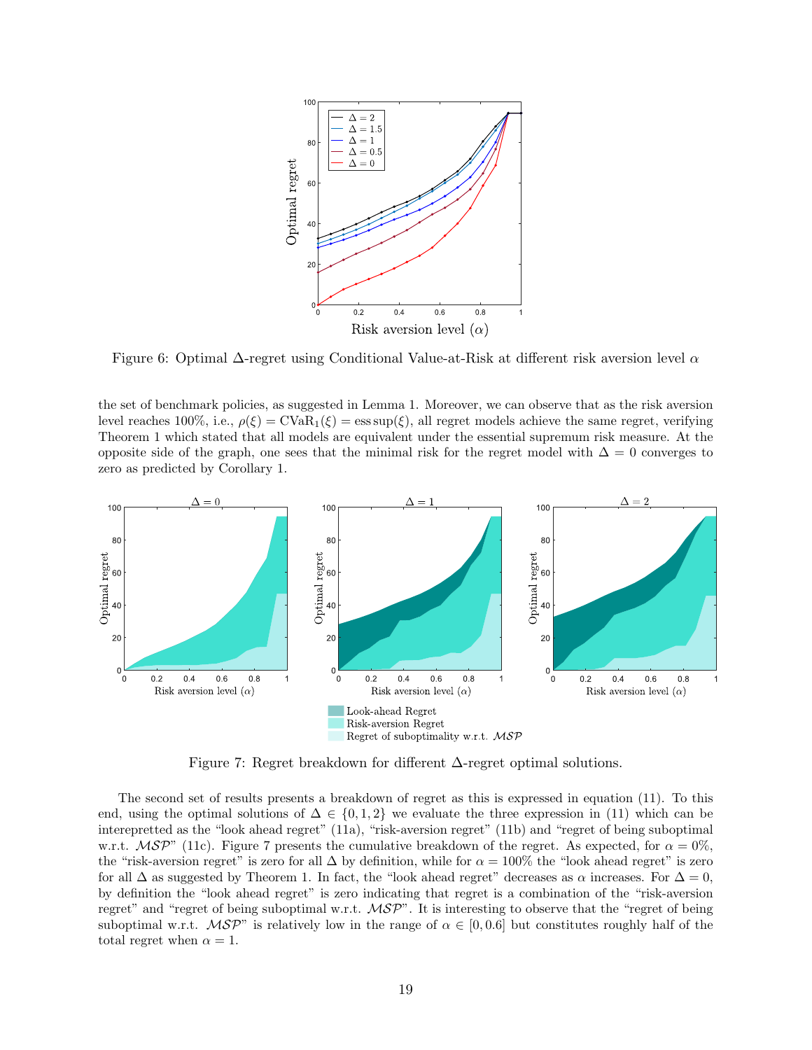Figure 6: Optimal $\Delta$-regret using Conditional Value-at-Risk at different risk aversion level $\alpha$

the set of benchmark policies, as suggested in Lemma 1. Moreover, we can observe that as the risk aversion level reaches 100%, i.e., $\rho(\xi) = \text{CVaR}_1(\xi) = \text{ess sup}(\xi)$, all regret models achieve the same regret, verifying Theorem 1 which stated that all models are equivalent under the essential supremum risk measure. At the opposite side of the graph, one sees that the minimal risk for the regret model with $\Delta = 0$ converges to zero as predicted by Corollary 1.

Figure 7: Regret breakdown for different $\Delta$-regret optimal solutions.

The second set of results presents a breakdown of regret as this is expressed in equation (11). To this end, using the optimal solutions of $\Delta \in \{0, 1, 2\}$ we evaluate the three expression in (11) which can be interepretted as the "look ahead regret" (11a), "risk-aversion regret" (11b) and "regret of being suboptimal w.r.t. $\mathcal{MSP}$" (11c). Figure 7 presents the cumulative breakdown of the regret. As expected, for $\alpha = 0\%$, the "risk-aversion regret" is zero for all $\Delta$ by definition, while for $\alpha = 100\%$ the "look ahead regret" is zero for all $\Delta$ as suggested by Theorem 1. In fact, the "look ahead regret" decreases as $\alpha$ increases. For $\Delta = 0$, by definition the "look ahead regret" is zero indicating that regret is a combination of the "risk-aversion regret" and "regret of being suboptimal w.r.t. $\mathcal{MSP}$". It is interesting to observe that the "regret of being suboptimal w.r.t. $\mathcal{MSP}$" is relatively low in the range of $\alpha \in [0, 0.6]$ but constitutes roughly half of the total regret when $\alpha = 1$.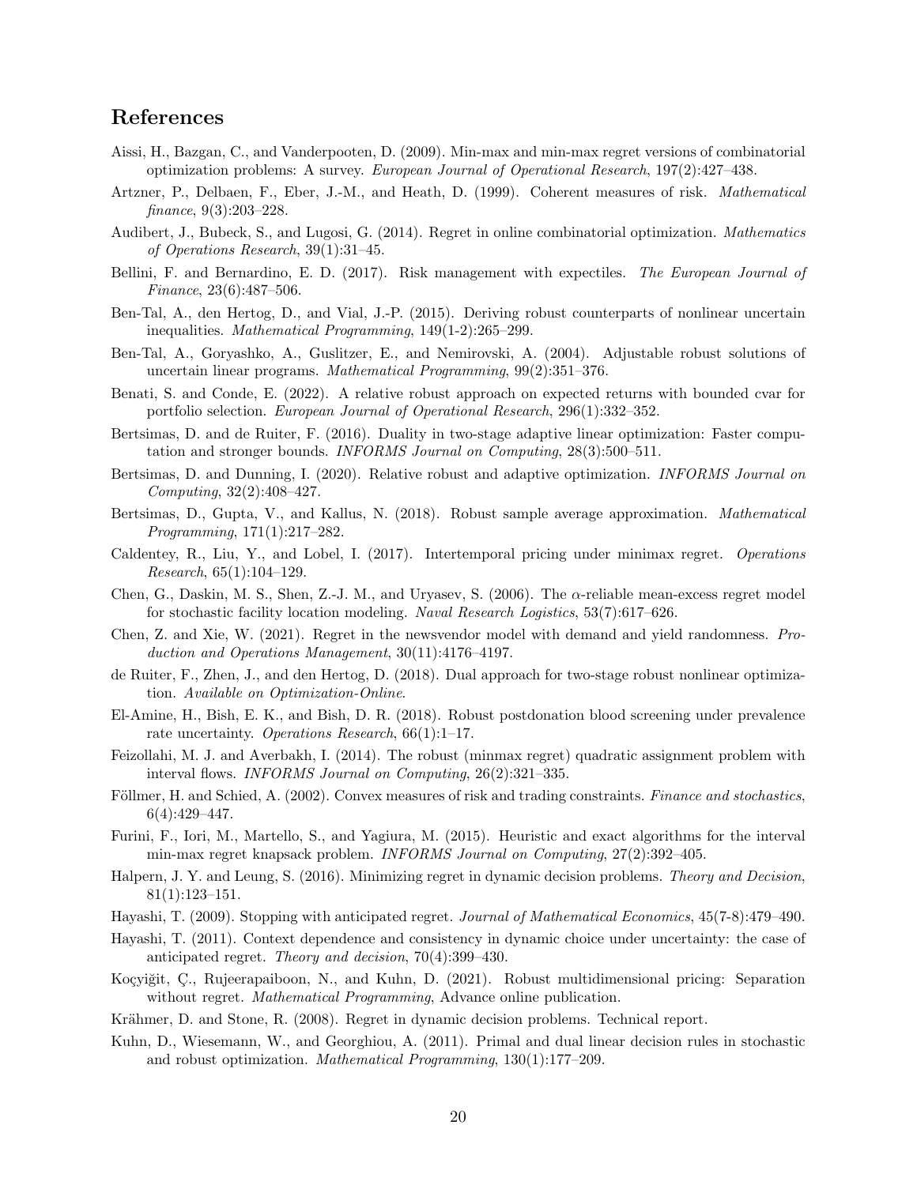## References

Aissi, H., Bazgan, C., and Vanderpooten, D. (2009). Min-max and min-max regret versions of combinatorial optimization problems: A survey. *European Journal of Operational Research*, 197(2):427–438.

Artzner, P., Delbaen, F., Eber, J.-M., and Heath, D. (1999). Coherent measures of risk. *Mathematical finance*, 9(3):203–228.

Audibert, J., Bubeck, S., and Lugosi, G. (2014). Regret in online combinatorial optimization. *Mathematics of Operations Research*, 39(1):31–45.

Bellini, F. and Bernardino, E. D. (2017). Risk management with expectiles. *The European Journal of Finance*, 23(6):487–506.

Ben-Tal, A., den Hertog, D., and Vial, J.-P. (2015). Deriving robust counterparts of nonlinear uncertain inequalities. *Mathematical Programming*, 149(1-2):265–299.

Ben-Tal, A., Goryashko, A., Guslitzer, E., and Nemirovski, A. (2004). Adjustable robust solutions of uncertain linear programs. *Mathematical Programming*, 99(2):351–376.

Benati, S. and Conde, E. (2022). A relative robust approach on expected returns with bounded cvar for portfolio selection. *European Journal of Operational Research*, 296(1):332–352.

Bertsimas, D. and de Ruiter, F. (2016). Duality in two-stage adaptive linear optimization: Faster computation and stronger bounds. *INFORMS Journal on Computing*, 28(3):500–511.

Bertsimas, D. and Dunning, I. (2020). Relative robust and adaptive optimization. *INFORMS Journal on Computing*, 32(2):408–427.

Bertsimas, D., Gupta, V., and Kallus, N. (2018). Robust sample average approximation. *Mathematical Programming*, 171(1):217–282.

Caldentey, R., Liu, Y., and Lobel, I. (2017). Intertemporal pricing under minimax regret. *Operations Research*, 65(1):104–129.

Chen, G., Daskin, M. S., Shen, Z.-J. M., and Uryasev, S. (2006). The $\alpha$-reliable mean-excess regret model for stochastic facility location modeling. *Naval Research Logistics*, 53(7):617–626.

Chen, Z. and Xie, W. (2021). Regret in the newsvendor model with demand and yield randomness. *Production and Operations Management*, 30(11):4176–4197.

de Ruiter, F., Zhen, J., and den Hertog, D. (2018). Dual approach for two-stage robust nonlinear optimization. *Available on Optimization-Online*.

El-Amine, H., Bish, E. K., and Bish, D. R. (2018). Robust postdonation blood screening under prevalence rate uncertainty. *Operations Research*, 66(1):1–17.

Feizollahi, M. J. and Averbakh, I. (2014). The robust (minmax regret) quadratic assignment problem with interval flows. *INFORMS Journal on Computing*, 26(2):321–335.

Föllmer, H. and Schied, A. (2002). Convex measures of risk and trading constraints. *Finance and stochastics*, 6(4):429–447.

Furini, F., Iori, M., Martello, S., and Yagiura, M. (2015). Heuristic and exact algorithms for the interval min-max regret knapsack problem. *INFORMS Journal on Computing*, 27(2):392–405.

Halpern, J. Y. and Leung, S. (2016). Minimizing regret in dynamic decision problems. *Theory and Decision*, 81(1):123–151.

Hayashi, T. (2009). Stopping with anticipated regret. *Journal of Mathematical Economics*, 45(7-8):479–490.

Hayashi, T. (2011). Context dependence and consistency in dynamic choice under uncertainty: the case of anticipated regret. *Theory and decision*, 70(4):399–430.

Koçyiğit, Ç., Rujeerapaiboon, N., and Kuhn, D. (2021). Robust multidimensional pricing: Separation without regret. *Mathematical Programming*, Advance online publication.

Krähmer, D. and Stone, R. (2008). Regret in dynamic decision problems. Technical report.

Kuhn, D., Wiesemann, W., and Georghiou, A. (2011). Primal and dual linear decision rules in stochastic and robust optimization. *Mathematical Programming*, 130(1):177–209.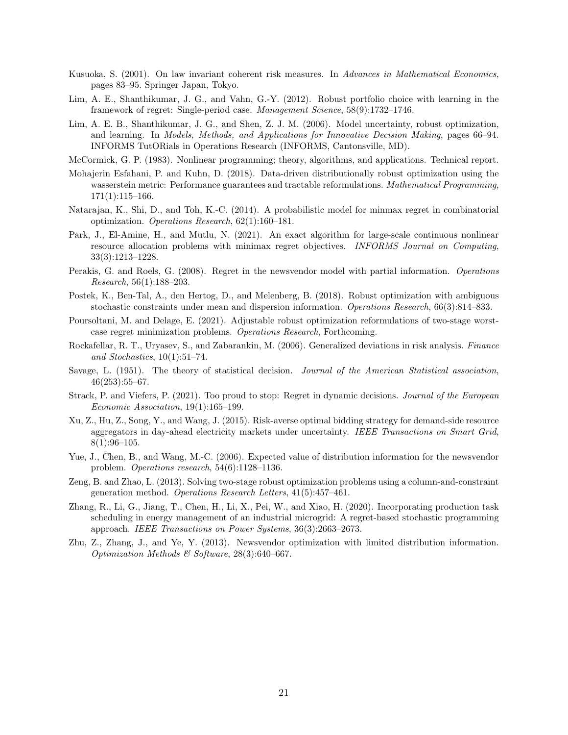Kusuoka, S. (2001). On law invariant coherent risk measures. In *Advances in Mathematical Economics*, pages 83–95. Springer Japan, Tokyo.

Lim, A. E., Shanthikumar, J. G., and Vahn, G.-Y. (2012). Robust portfolio choice with learning in the framework of regret: Single-period case. *Management Science*, 58(9):1732–1746.

Lim, A. E. B., Shanthikumar, J. G., and Shen, Z. J. M. (2006). Model uncertainty, robust optimization, and learning. In *Models, Methods, and Applications for Innovative Decision Making*, pages 66–94. INFORMS TutORials in Operations Research (INFORMS, Cantonsville, MD).

McCormick, G. P. (1983). Nonlinear programming; theory, algorithms, and applications. Technical report.

Mohajerin Esfahani, P. and Kuhn, D. (2018). Data-driven distributionally robust optimization using the wasserstein metric: Performance guarantees and tractable reformulations. *Mathematical Programming*, 171(1):115–166.

Natarajan, K., Shi, D., and Toh, K.-C. (2014). A probabilistic model for minmax regret in combinatorial optimization. *Operations Research*, 62(1):160–181.

Park, J., El-Amine, H., and Mutlu, N. (2021). An exact algorithm for large-scale continuous nonlinear resource allocation problems with minimax regret objectives. *INFORMS Journal on Computing*, 33(3):1213–1228.

Perakis, G. and Roels, G. (2008). Regret in the newsvendor model with partial information. *Operations Research*, 56(1):188–203.

Postek, K., Ben-Tal, A., den Hertog, D., and Melenberg, B. (2018). Robust optimization with ambiguous stochastic constraints under mean and dispersion information. *Operations Research*, 66(3):814–833.

Poursoltani, M. and Delage, E. (2021). Adjustable robust optimization reformulations of two-stage worst-case regret minimization problems. *Operations Research*, Forthcoming.

Rockafellar, R. T., Uryasev, S., and Zabarankin, M. (2006). Generalized deviations in risk analysis. *Finance and Stochastics*, 10(1):51–74.

Savage, L. (1951). The theory of statistical decision. *Journal of the American Statistical association*, 46(253):55–67.

Strack, P. and Viefers, P. (2021). Too proud to stop: Regret in dynamic decisions. *Journal of the European Economic Association*, 19(1):165–199.

Xu, Z., Hu, Z., Song, Y., and Wang, J. (2015). Risk-averse optimal bidding strategy for demand-side resource aggregators in day-ahead electricity markets under uncertainty. *IEEE Transactions on Smart Grid*, 8(1):96–105.

Yue, J., Chen, B., and Wang, M.-C. (2006). Expected value of distribution information for the newsvendor problem. *Operations research*, 54(6):1128–1136.

Zeng, B. and Zhao, L. (2013). Solving two-stage robust optimization problems using a column-and-constraint generation method. *Operations Research Letters*, 41(5):457–461.

Zhang, R., Li, G., Jiang, T., Chen, H., Li, X., Pei, W., and Xiao, H. (2020). Incorporating production task scheduling in energy management of an industrial microgrid: A regret-based stochastic programming approach. *IEEE Transactions on Power Systems*, 36(3):2663–2673.

Zhu, Z., Zhang, J., and Ye, Y. (2013). Newsvendor optimization with limited distribution information. *Optimization Methods & Software*, 28(3):640–667.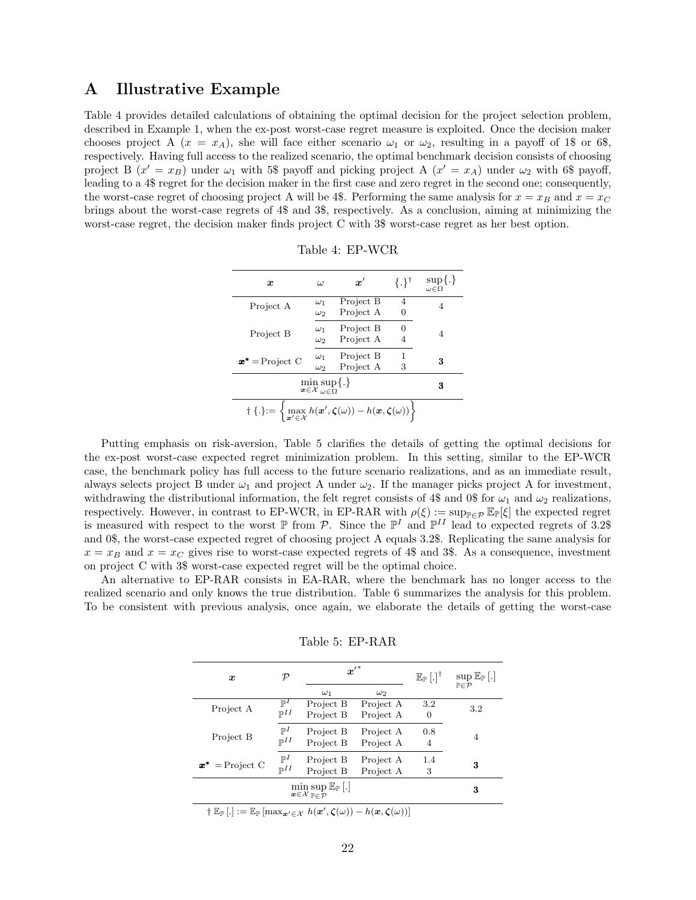## A Illustrative Example

Table 4 provides detailed calculations of obtaining the optimal decision for the project selection problem, described in Example 1, when the ex-post worst-case regret measure is exploited. Once the decision maker chooses project A ($x = x_A$), she will face either scenario $\omega_1$ or $\omega_2$, resulting in a payoff of 1\$ or 6\$, respectively. Having full access to the realized scenario, the optimal benchmark decision consists of choosing project B ($x' = x_B$) under $\omega_1$ with 5\$ payoff and picking project A ($x' = x_A$) under $\omega_2$ with 6\$ payoff, leading to a 4\$ regret for the decision maker in the first case and zero regret in the second one; consequently, the worst-case regret of choosing project A will be 4\$. Performing the same analysis for $x = x_B$ and $x = x_C$ brings about the worst-case regrets of 4\$ and 3\$, respectively. As a conclusion, aiming at minimizing the worst-case regret, the decision maker finds project C with 3\$ worst-case regret as her best option.

Table 4: EP-WCR

| $\boldsymbol{x}$ | $\omega$ | $\boldsymbol{x}'$ | $\{.\}^\dagger$ | $\sup_{\omega\in\Omega}\{.\}$ |
|---|---|---|---|---|
| Project A | $\omega_1$ | Project B | 4 | 4 |
| | $\omega_2$ | Project A | 0 | |
| Project B | $\omega_1$ | Project B | 0 | 4 |
| | $\omega_2$ | Project A | 4 | |
| $\boldsymbol{x}^*$ = Project C | $\omega_1$ | Project B | 1 | **3** |
| | $\omega_2$ | Project A | 3 | |
| $\min_{\boldsymbol{x}\in\mathcal{X}}\sup_{\omega\in\Omega}\{.\}$ | | | | **3** |

† $\{.\} := \left\{\max_{\boldsymbol{x}'\in\mathcal{X}} h(\boldsymbol{x}', \boldsymbol{\zeta}(\omega)) - h(\boldsymbol{x}, \boldsymbol{\zeta}(\omega))\right\}$

Putting emphasis on risk-aversion, Table 5 clarifies the details of getting the optimal decisions for the ex-post worst-case expected regret minimization problem. In this setting, similar to the EP-WCR case, the benchmark policy has full access to the future scenario realizations, and as an immediate result, always selects project B under $\omega_1$ and project A under $\omega_2$. If the manager picks project A for investment, withdrawing the distributional information, the felt regret consists of 4\$ and 0\$ for $\omega_1$ and $\omega_2$ realizations, respectively. However, in contrast to EP-WCR, in EP-RAR with $\rho(\xi) := \sup_{\mathbb{P}\in\mathcal{P}} \mathbb{E}_{\mathbb{P}}[\xi]$ the expected regret is measured with respect to the worst $\mathbb{P}$ from $\mathcal{P}$. Since the $\mathbb{P}^I$ and $\mathbb{P}^{II}$ lead to expected regrets of 3.2\$ and 0\$, the worst-case expected regret of choosing project A equals 3.2\$. Replicating the same analysis for $x = x_B$ and $x = x_C$ gives rise to worst-case expected regrets of 4\$ and 3\$. As a consequence, investment on project C with 3\$ worst-case expected regret will be the optimal choice.

An alternative to EP-RAR consists in EA-RAR, where the benchmark has no longer access to the realized scenario and only knows the true distribution. Table 6 summarizes the analysis for this problem. To be consistent with previous analysis, once again, we elaborate the details of getting the worst-case

Table 5: EP-RAR

| $\boldsymbol{x}$ | $\mathcal{P}$ | $\boldsymbol{x}'^*$ | | $\mathbb{E}_{\mathbb{P}}[.]^\dagger$ | $\sup_{\mathbb{P}\in\mathcal{P}}\mathbb{E}_{\mathbb{P}}[.]$ |
|---|---|---|---|---|---|
| | | $\omega_1$ | $\omega_2$ | | |
| Project A | $\mathbb{P}^I$ | Project B | Project A | 3.2 | 3.2 |
| | $\mathbb{P}^{II}$ | Project B | Project A | 0 | |
| Project B | $\mathbb{P}^I$ | Project B | Project A | 0.8 | 4 |
| | $\mathbb{P}^{II}$ | Project B | Project A | 4 | |
| $\boldsymbol{x}^*$ = Project C | $\mathbb{P}^I$ | Project B | Project A | 1.4 | **3** |
| | $\mathbb{P}^{II}$ | Project B | Project A | 3 | |
| $\min_{\boldsymbol{x}\in\mathcal{X}}\sup_{\mathbb{P}\in\mathcal{P}}\mathbb{E}_{\mathbb{P}}[.]$ | | | | | **3** |

† $\mathbb{E}_{\mathbb{P}}[.] := \mathbb{E}_{\mathbb{P}}\left[\max_{\boldsymbol{x}'\in\mathcal{X}} h(\boldsymbol{x}', \boldsymbol{\zeta}(\omega)) - h(\boldsymbol{x}, \boldsymbol{\zeta}(\omega))\right]$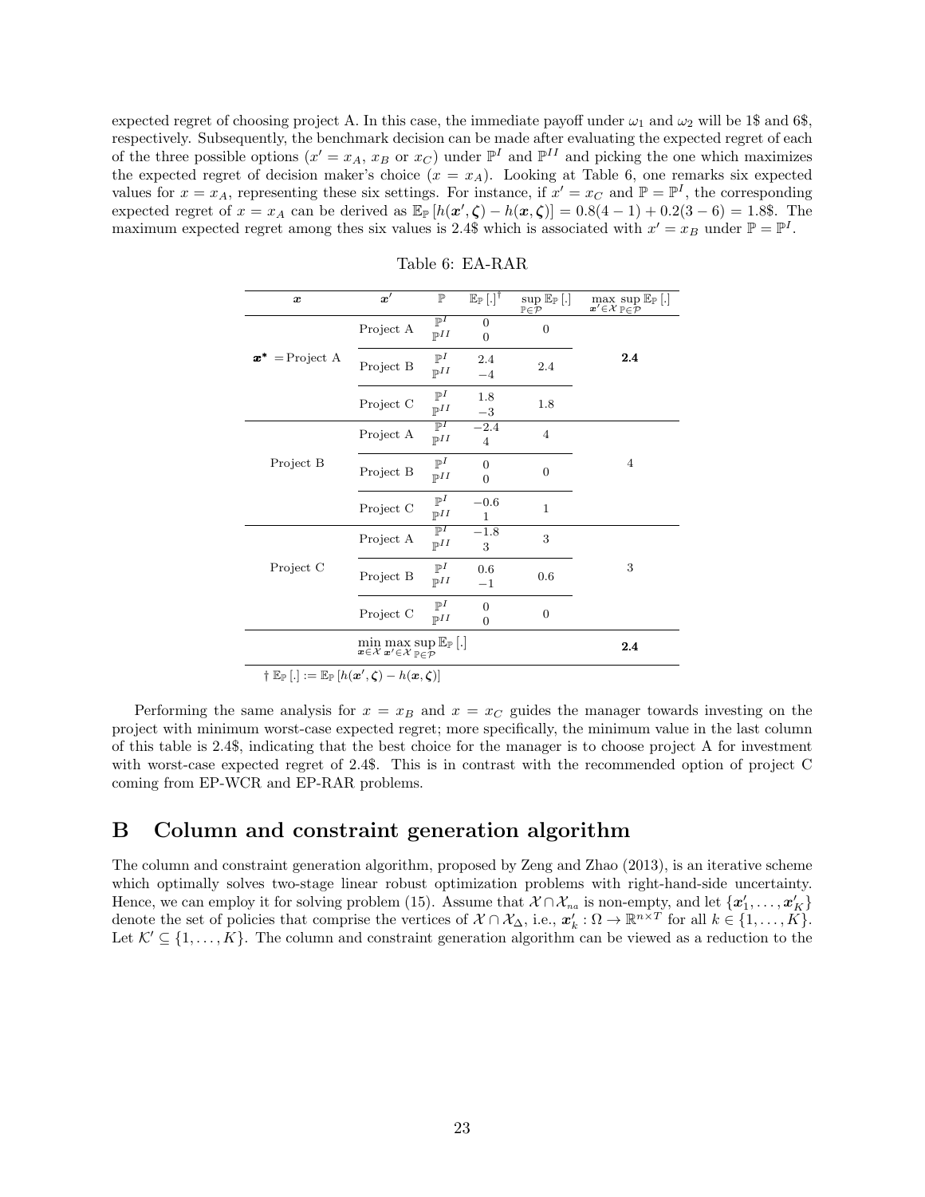expected regret of choosing project A. In this case, the immediate payoff under $\omega_1$ and $\omega_2$ will be 1$ and 6$, respectively. Subsequently, the benchmark decision can be made after evaluating the expected regret of each of the three possible options ($x' = x_A$, $x_B$ or $x_C$) under $\mathbb{P}^I$ and $\mathbb{P}^{II}$ and picking the one which maximizes the expected regret of decision maker's choice ($x = x_A$). Looking at Table 6, one remarks six expected values for $x = x_A$, representing these six settings. For instance, if $x' = x_C$ and $\mathbb{P} = \mathbb{P}^I$, the corresponding expected regret of $x = x_A$ can be derived as $\mathbb{E}_{\mathbb{P}}[h(\boldsymbol{x}', \boldsymbol{\zeta}) - h(\boldsymbol{x}, \boldsymbol{\zeta})] = 0.8(4-1) + 0.2(3-6) = 1.8$$. The maximum expected regret among thes six values is 2.4$ which is associated with $x' = x_B$ under $\mathbb{P} = \mathbb{P}^I$.

Table 6: EA-RAR

| $\boldsymbol{x}$ | $\boldsymbol{x}'$ | $\mathbb{P}$ | $\mathbb{E}_{\mathbb{P}}[.]^{\dagger}$ | $\sup_{\mathbb{P}\in\mathcal{P}} \mathbb{E}_{\mathbb{P}}[.]$ | $\max_{\boldsymbol{x}'\in\mathcal{X}} \sup_{\mathbb{P}\in\mathcal{P}} \mathbb{E}_{\mathbb{P}}[.]$ |
|---|---|---|---|---|---|
| $\boldsymbol{x}^* =$ Project A | Project A | $\mathbb{P}^I$ | 0 | 0 | **2.4** |
| | | $\mathbb{P}^{II}$ | 0 | | |
| | Project B | $\mathbb{P}^I$ | 2.4 | 2.4 | |
| | | $\mathbb{P}^{II}$ | $-4$ | | |
| | Project C | $\mathbb{P}^I$ | 1.8 | 1.8 | |
| | | $\mathbb{P}^{II}$ | $-3$ | | |
| Project B | Project A | $\mathbb{P}^I$ | $-2.4$ | 4 | 4 |
| | | $\mathbb{P}^{II}$ | 4 | | |
| | Project B | $\mathbb{P}^I$ | 0 | 0 | |
| | | $\mathbb{P}^{II}$ | 0 | | |
| | Project C | $\mathbb{P}^I$ | $-0.6$ | 1 | |
| | | $\mathbb{P}^{II}$ | 1 | | |
| Project C | Project A | $\mathbb{P}^I$ | $-1.8$ | 3 | 3 |
| | | $\mathbb{P}^{II}$ | 3 | | |
| | Project B | $\mathbb{P}^I$ | 0.6 | 0.6 | |
| | | $\mathbb{P}^{II}$ | $-1$ | | |
| | Project C | $\mathbb{P}^I$ | 0 | 0 | |
| | | $\mathbb{P}^{II}$ | 0 | | |
| | $\min_{\boldsymbol{x}\in\mathcal{X}} \max_{\boldsymbol{x}'\in\mathcal{X}} \sup_{\mathbb{P}\in\mathcal{P}} \mathbb{E}_{\mathbb{P}}[.]$ | | | | **2.4** |

$\dagger$ $\mathbb{E}_{\mathbb{P}}[.] := \mathbb{E}_{\mathbb{P}}[h(\boldsymbol{x}', \boldsymbol{\zeta}) - h(\boldsymbol{x}, \boldsymbol{\zeta})]$

Performing the same analysis for $x = x_B$ and $x = x_C$ guides the manager towards investing on the project with minimum worst-case expected regret; more specifically, the minimum value in the last column of this table is 2.4$, indicating that the best choice for the manager is to choose project A for investment with worst-case expected regret of 2.4$. This is in contrast with the recommended option of project C coming from EP-WCR and EP-RAR problems.

## B Column and constraint generation algorithm

The column and constraint generation algorithm, proposed by Zeng and Zhao (2013), is an iterative scheme which optimally solves two-stage linear robust optimization problems with right-hand-side uncertainty. Hence, we can employ it for solving problem (15). Assume that $\mathcal{X} \cap \mathcal{X}_{na}$ is non-empty, and let $\{\boldsymbol{x}'_1, \ldots, \boldsymbol{x}'_K\}$ denote the set of policies that comprise the vertices of $\mathcal{X} \cap \mathcal{X}_{\Delta}$, i.e., $\boldsymbol{x}'_k : \Omega \to \mathbb{R}^{n\times T}$ for all $k \in \{1, \ldots, K\}$. Let $\mathcal{K}' \subseteq \{1, \ldots, K\}$. The column and constraint generation algorithm can be viewed as a reduction to the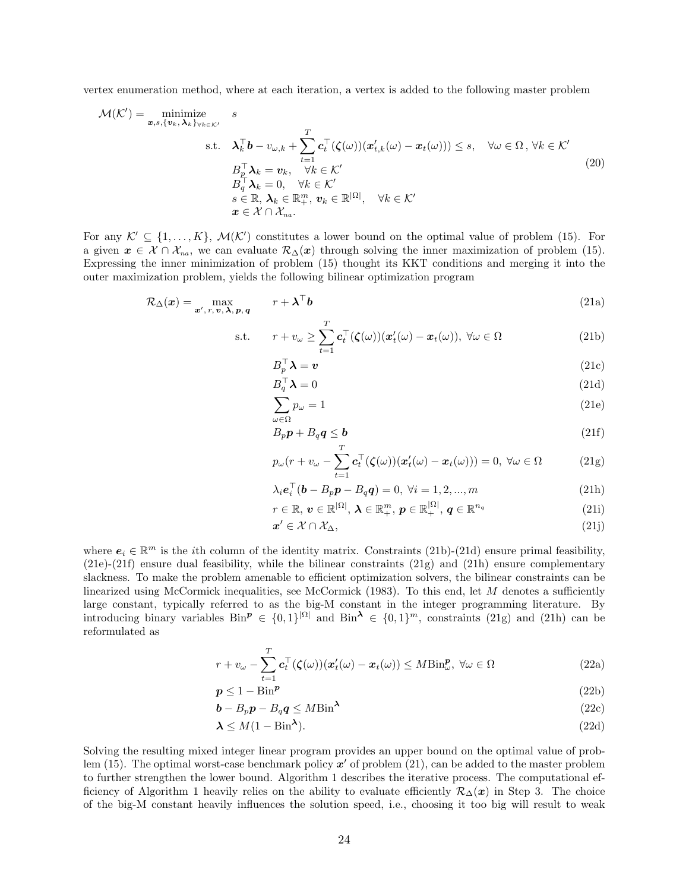vertex enumeration method, where at each iteration, a vertex is added to the following master problem

$$
\begin{aligned}
\mathcal{M}(\mathcal{K}') = \underset{\boldsymbol{x}, s, \{\boldsymbol{v}_k, \boldsymbol{\lambda}_k\}_{\forall k \in \mathcal{K}'}}{\text{minimize}} \quad & s \\
\text{s.t.} \quad & \boldsymbol{\lambda}_k^\top \boldsymbol{b} - v_{\omega,k} + \sum_{t=1}^{T} \boldsymbol{c}_t^\top(\boldsymbol{\zeta}(\omega))(\boldsymbol{x}'_{t,k}(\omega) - \boldsymbol{x}_t(\omega))) \leq s, \quad \forall \omega \in \Omega\,, \forall k \in \mathcal{K}' \\
& B_p^\top \boldsymbol{\lambda}_k = \boldsymbol{v}_k, \quad \forall k \in \mathcal{K}' \\
& B_q^\top \boldsymbol{\lambda}_k = 0, \quad \forall k \in \mathcal{K}' \\
& s \in \mathbb{R},\, \boldsymbol{\lambda}_k \in \mathbb{R}^m_+,\, \boldsymbol{v}_k \in \mathbb{R}^{|\Omega|}, \quad \forall k \in \mathcal{K}' \\
& \boldsymbol{x} \in \mathcal{X} \cap \mathcal{X}_{na}.
\end{aligned} \tag{20}
$$

For any $\mathcal{K}' \subseteq \{1, \ldots, K\}$, $\mathcal{M}(\mathcal{K}')$ constitutes a lower bound on the optimal value of problem (15). For a given $\boldsymbol{x} \in \mathcal{X} \cap \mathcal{X}_{na}$, we can evaluate $\mathcal{R}_\Delta(\boldsymbol{x})$ through solving the inner maximization of problem (15). Expressing the inner minimization of problem (15) thought its KKT conditions and merging it into the outer maximization problem, yields the following bilinear optimization program

$$
\mathcal{R}_\Delta(\boldsymbol{x}) = \max_{\boldsymbol{x}',\, r,\, \boldsymbol{v},\, \boldsymbol{\lambda},\, \boldsymbol{p},\, \boldsymbol{q}} \quad r + \boldsymbol{\lambda}^\top \boldsymbol{b} \tag{21a}
$$

$$
\text{s.t.} \quad r + v_\omega \geq \sum_{t=1}^{T} \boldsymbol{c}_t^\top(\boldsymbol{\zeta}(\omega))(\boldsymbol{x}'_t(\omega) - \boldsymbol{x}_t(\omega)),\ \forall \omega \in \Omega \tag{21b}
$$

$$
B_p^\top \boldsymbol{\lambda} = \boldsymbol{v} \tag{21c}
$$

$$
B_q^\top \boldsymbol{\lambda} = 0 \tag{21d}
$$

$$
\sum_{\omega \in \Omega} p_\omega = 1 \tag{21e}
$$

$$
B_p \boldsymbol{p} + B_q \boldsymbol{q} \leq \boldsymbol{b} \tag{21f}
$$

$$
p_\omega (r + v_\omega - \sum_{t=1}^{T} \boldsymbol{c}_t^\top(\boldsymbol{\zeta}(\omega))(\boldsymbol{x}'_t(\omega) - \boldsymbol{x}_t(\omega))) = 0,\ \forall \omega \in \Omega \tag{21g}
$$

$$
\lambda_i \boldsymbol{e}_i^\top (\boldsymbol{b} - B_p \boldsymbol{p} - B_q \boldsymbol{q}) = 0,\ \forall i = 1, 2, ..., m \tag{21h}
$$

$$
r \in \mathbb{R},\, \boldsymbol{v} \in \mathbb{R}^{|\Omega|},\, \boldsymbol{\lambda} \in \mathbb{R}^m_+,\, \boldsymbol{p} \in \mathbb{R}^{|\Omega|}_+,\, \boldsymbol{q} \in \mathbb{R}^{n_q} \tag{21i}
$$

$$
\boldsymbol{x}' \in \mathcal{X} \cap \mathcal{X}_\Delta, \tag{21j}
$$

where $\boldsymbol{e}_i \in \mathbb{R}^m$ is the $i$th column of the identity matrix. Constraints (21b)-(21d) ensure primal feasibility, (21e)-(21f) ensure dual feasibility, while the bilinear constraints (21g) and (21h) ensure complementary slackness. To make the problem amenable to efficient optimization solvers, the bilinear constraints can be linearized using McCormick inequalities, see McCormick (1983). To this end, let $M$ denotes a sufficiently large constant, typically referred to as the big-M constant in the integer programming literature. By introducing binary variables $\text{Bin}^{\boldsymbol{p}} \in \{0, 1\}^{|\Omega|}$ and $\text{Bin}^{\boldsymbol{\lambda}} \in \{0, 1\}^m$, constraints (21g) and (21h) can be reformulated as

$$
r + v_\omega - \sum_{t=1}^{T} \boldsymbol{c}_t^\top(\boldsymbol{\zeta}(\omega))(\boldsymbol{x}'_t(\omega) - \boldsymbol{x}_t(\omega)) \leq M \text{Bin}^{\boldsymbol{p}}_\omega,\ \forall \omega \in \Omega \tag{22a}
$$

$$
\boldsymbol{p} \leq 1 - \text{Bin}^{\boldsymbol{p}} \tag{22b}
$$

$$
\boldsymbol{b} - B_p \boldsymbol{p} - B_q \boldsymbol{q} \leq M \text{Bin}^{\boldsymbol{\lambda}} \tag{22c}
$$

$$
\boldsymbol{\lambda} \leq M(1 - \text{Bin}^{\boldsymbol{\lambda}}). \tag{22d}
$$

Solving the resulting mixed integer linear program provides an upper bound on the optimal value of problem (15). The optimal worst-case benchmark policy $\boldsymbol{x}'$ of problem (21), can be added to the master problem to further strengthen the lower bound. Algorithm 1 describes the iterative process. The computational efficiency of Algorithm 1 heavily relies on the ability to evaluate efficiently $\mathcal{R}_\Delta(\boldsymbol{x})$ in Step 3. The choice of the big-M constant heavily influences the solution speed, i.e., choosing it too big will result to weak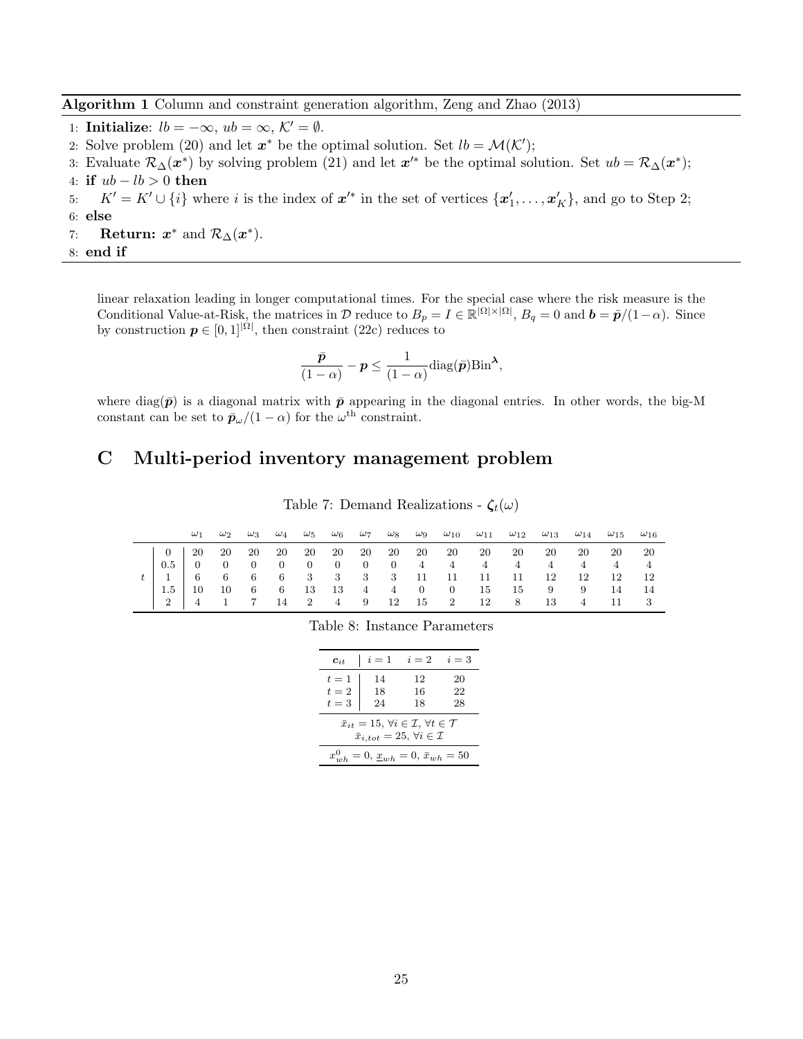**Algorithm 1** Column and constraint generation algorithm, Zeng and Zhao (2013)

1: **Initialize**: $lb = -\infty$, $ub = \infty$, $\mathcal{K}' = \emptyset$.
2: Solve problem (20) and let $\boldsymbol{x}^*$ be the optimal solution. Set $lb = \mathcal{M}(\mathcal{K}')$;
3: Evaluate $\mathcal{R}_\Delta(\boldsymbol{x}^*)$ by solving problem (21) and let $\boldsymbol{x}'^*$ be the optimal solution. Set $ub = \mathcal{R}_\Delta(\boldsymbol{x}^*)$;
4: **if** $ub - lb > 0$ **then**
5: $\quad K' = K' \cup \{i\}$ where $i$ is the index of $\boldsymbol{x}'^*$ in the set of vertices $\{\boldsymbol{x}'_1, \ldots, \boldsymbol{x}'_K\}$, and go to Step 2;
6: **else**
7: $\quad$ **Return:** $\boldsymbol{x}^*$ and $\mathcal{R}_\Delta(\boldsymbol{x}^*)$.
8: **end if**

linear relaxation leading in longer computational times. For the special case where the risk measure is the Conditional Value-at-Risk, the matrices in $\mathcal{D}$ reduce to $B_p = I \in \mathbb{R}^{|\Omega|\times|\Omega|}$, $B_q = 0$ and $\boldsymbol{b} = \bar{\boldsymbol{p}}/(1-\alpha)$. Since by construction $\boldsymbol{p} \in [0,1]^{|\Omega|}$, then constraint (22c) reduces to

$$\frac{\bar{\boldsymbol{p}}}{(1-\alpha)} - \boldsymbol{p} \leq \frac{1}{(1-\alpha)}\text{diag}(\bar{\boldsymbol{p}})\text{Bin}^{\boldsymbol{\lambda}},$$

where $\text{diag}(\bar{\boldsymbol{p}})$ is a diagonal matrix with $\bar{\boldsymbol{p}}$ appearing in the diagonal entries. In other words, the big-M constant can be set to $\bar{\boldsymbol{p}}_\omega/(1-\alpha)$ for the $\omega^{\text{th}}$ constraint.

# C Multi-period inventory management problem

Table 7: Demand Realizations - $\boldsymbol{\zeta}_t(\omega)$

| | | $\omega_1$ | $\omega_2$ | $\omega_3$ | $\omega_4$ | $\omega_5$ | $\omega_6$ | $\omega_7$ | $\omega_8$ | $\omega_9$ | $\omega_{10}$ | $\omega_{11}$ | $\omega_{12}$ | $\omega_{13}$ | $\omega_{14}$ | $\omega_{15}$ | $\omega_{16}$ |
|---|---|---|---|---|---|---|---|---|---|---|---|---|---|---|---|---|---|
| $t$ | 0 | 20 | 20 | 20 | 20 | 20 | 20 | 20 | 20 | 20 | 20 | 20 | 20 | 20 | 20 | 20 | 20 |
| | 0.5 | 0 | 0 | 0 | 0 | 0 | 0 | 0 | 0 | 4 | 4 | 4 | 4 | 4 | 4 | 4 | 4 |
| | 1 | 6 | 6 | 6 | 6 | 3 | 3 | 3 | 3 | 11 | 11 | 11 | 11 | 12 | 12 | 12 | 12 |
| | 1.5 | 10 | 10 | 6 | 6 | 13 | 13 | 4 | 4 | 0 | 0 | 15 | 15 | 9 | 9 | 14 | 14 |
| | 2 | 4 | 1 | 7 | 14 | 2 | 4 | 9 | 12 | 15 | 2 | 12 | 8 | 13 | 4 | 11 | 3 |

Table 8: Instance Parameters

| $\boldsymbol{c}_{it}$ | $i=1$ | $i=2$ | $i=3$ |
|---|---|---|---|
| $t=1$ | 14 | 12 | 20 |
| $t=2$ | 18 | 16 | 22 |
| $t=3$ | 24 | 18 | 28 |
| $\bar{x}_{it} = 15,\ \forall i \in \mathcal{I},\ \forall t \in \mathcal{T}$; $\bar{x}_{i,tot} = 25,\ \forall i \in \mathcal{I}$ | | | |
| $x^0_{wh} = 0$, $\underline{x}_{wh} = 0$, $\bar{x}_{wh} = 50$ | | | |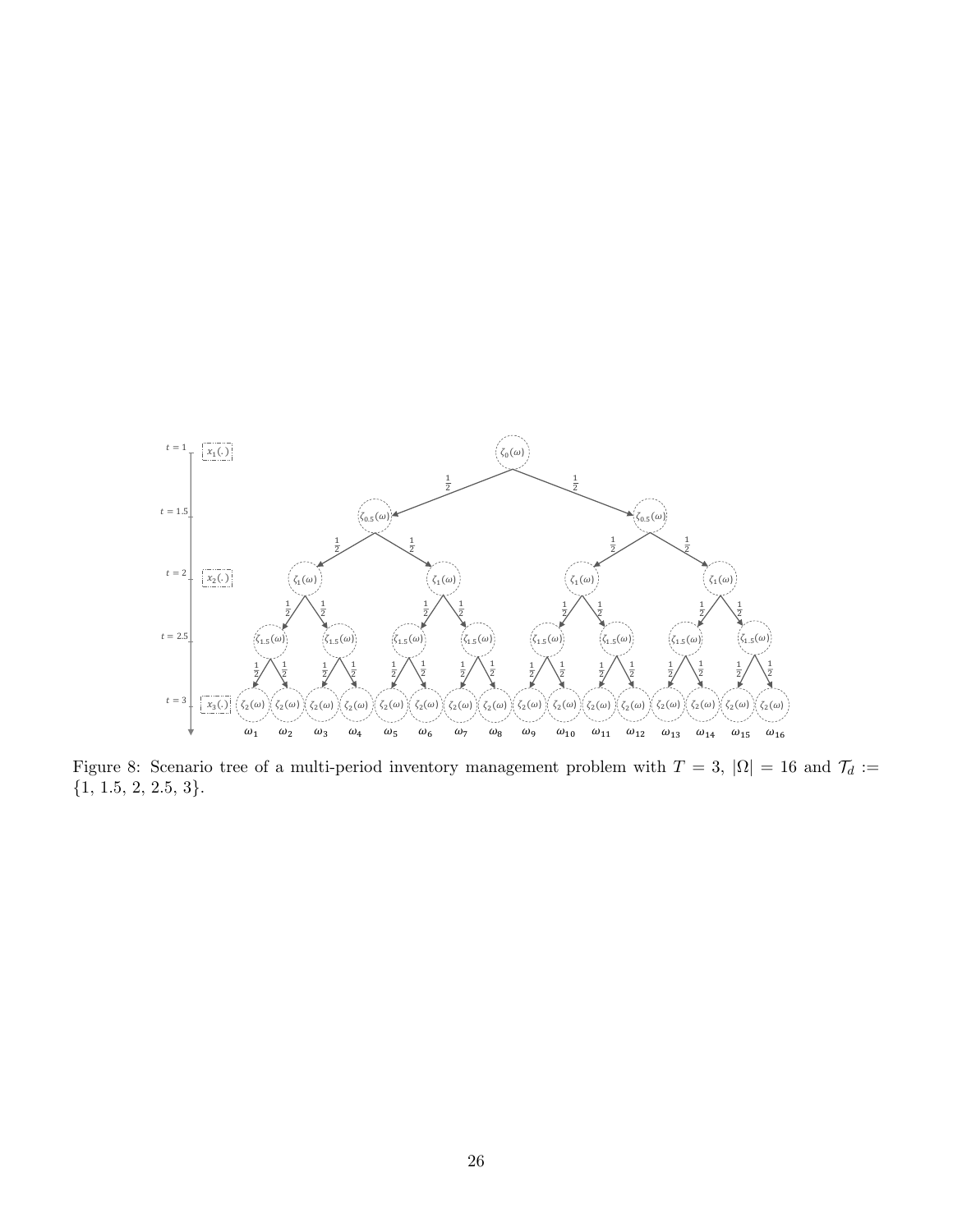$t = 1$ $x_1(.)$

$t = 1.5$

$t = 2$ $x_2(.)$

$t = 2.5$

$t = 3$ $x_3(.)$

$\zeta_0(\omega)$

$\frac{1}{2}$ $\frac{1}{2}$

$\zeta_{0.5}(\omega)$ $\zeta_{0.5}(\omega)$

$\zeta_1(\omega)$ $\zeta_1(\omega)$ $\zeta_1(\omega)$ $\zeta_1(\omega)$

$\zeta_{1.5}(\omega)$

$\zeta_2(\omega)$

$\omega_1$ $\omega_2$ $\omega_3$ $\omega_4$ $\omega_5$ $\omega_6$ $\omega_7$ $\omega_8$ $\omega_9$ $\omega_{10}$ $\omega_{11}$ $\omega_{12}$ $\omega_{13}$ $\omega_{14}$ $\omega_{15}$ $\omega_{16}$

Figure 8: Scenario tree of a multi-period inventory management problem with $T = 3$, $|\Omega| = 16$ and $\mathcal{T}_d := \{1,\ 1.5,\ 2,\ 2.5,\ 3\}$.